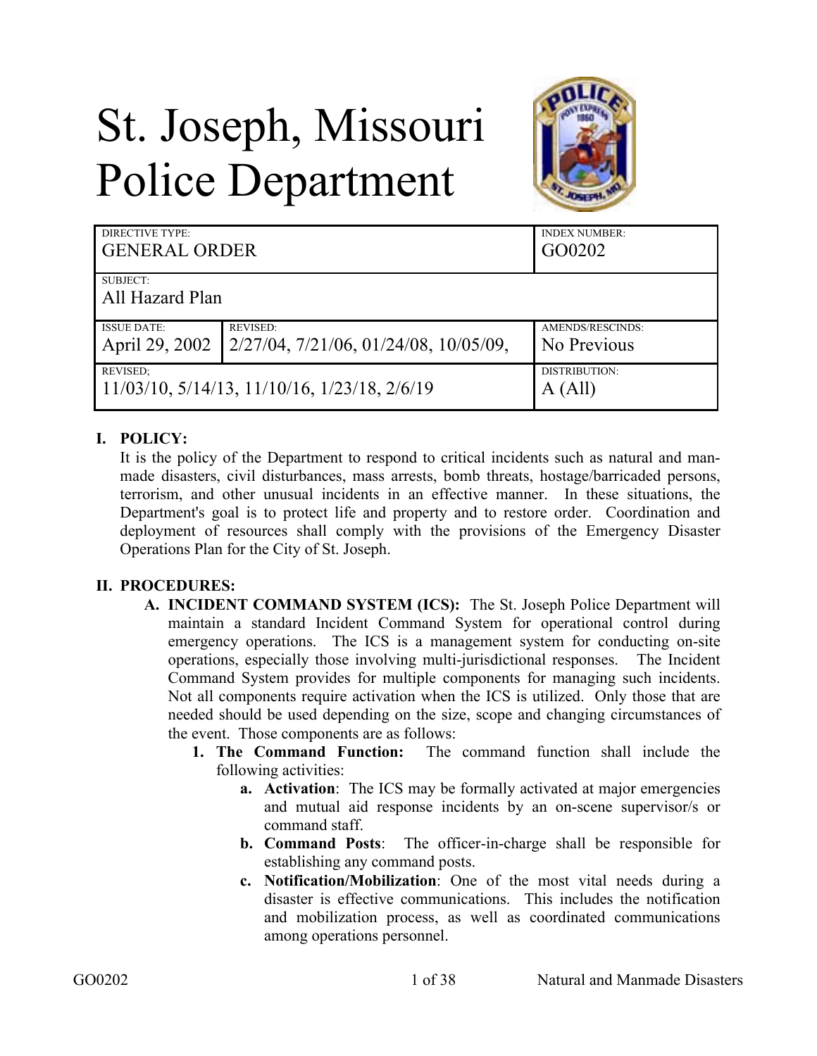# St. Joseph, Missouri Police Department

| DIRECTIVE TYPE: GENERAL ORDER | | INDEX NUMBER: GO0202 |
|---|---|---|
| SUBJECT: All Hazard Plan | | |
| ISSUE DATE: April 29, 2002 | REVISED: 2/27/04, 7/21/06, 01/24/08, 10/05/09, | AMENDS/RESCINDS: No Previous |
| REVISED; 11/03/10, 5/14/13, 11/10/16, 1/23/18, 2/6/19 | | DISTRIBUTION: A (All) |

## I. POLICY:

It is the policy of the Department to respond to critical incidents such as natural and man-made disasters, civil disturbances, mass arrests, bomb threats, hostage/barricaded persons, terrorism, and other unusual incidents in an effective manner. In these situations, the Department's goal is to protect life and property and to restore order. Coordination and deployment of resources shall comply with the provisions of the Emergency Disaster Operations Plan for the City of St. Joseph.

## II. PROCEDURES:

**A. INCIDENT COMMAND SYSTEM (ICS):** The St. Joseph Police Department will maintain a standard Incident Command System for operational control during emergency operations. The ICS is a management system for conducting on-site operations, especially those involving multi-jurisdictional responses. The Incident Command System provides for multiple components for managing such incidents. Not all components require activation when the ICS is utilized. Only those that are needed should be used depending on the size, scope and changing circumstances of the event. Those components are as follows:

1. **The Command Function:** The command function shall include the following activities:
   - a. **Activation**: The ICS may be formally activated at major emergencies and mutual aid response incidents by an on-scene supervisor/s or command staff.
   - b. **Command Posts**: The officer-in-charge shall be responsible for establishing any command posts.
   - c. **Notification/Mobilization**: One of the most vital needs during a disaster is effective communications. This includes the notification and mobilization process, as well as coordinated communications among operations personnel.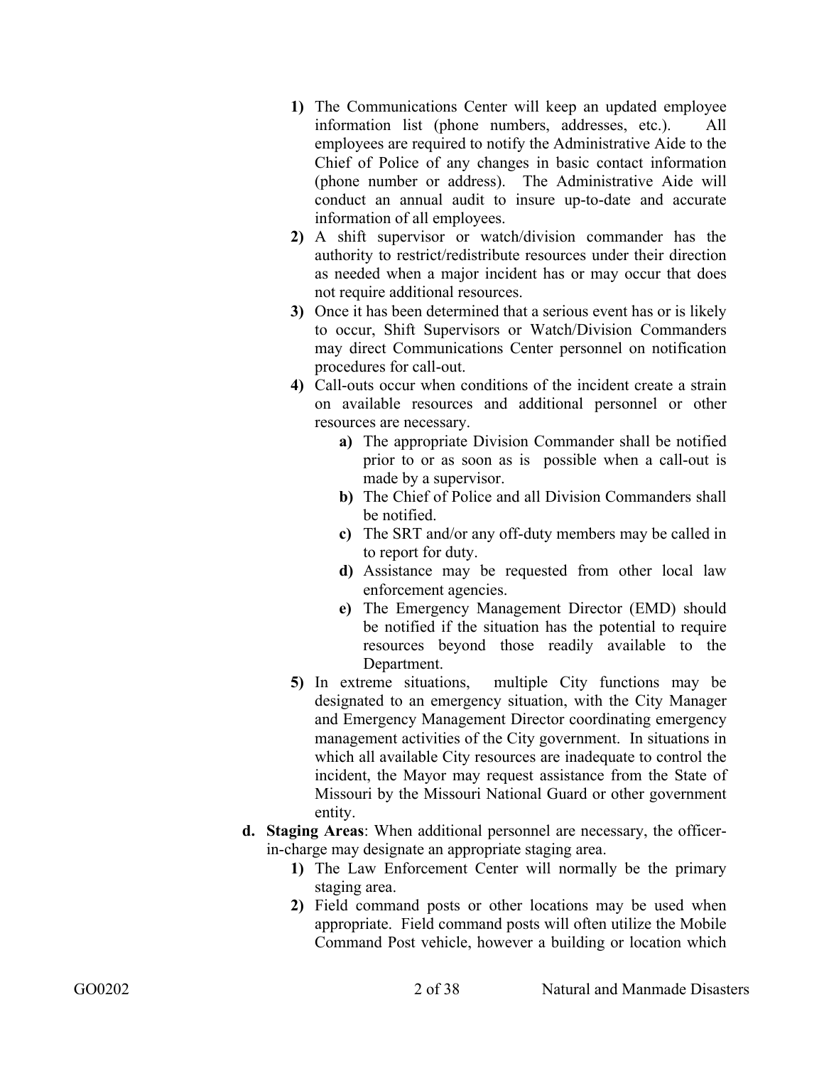1) The Communications Center will keep an updated employee information list (phone numbers, addresses, etc.). All employees are required to notify the Administrative Aide to the Chief of Police of any changes in basic contact information (phone number or address). The Administrative Aide will conduct an annual audit to insure up-to-date and accurate information of all employees.
2) A shift supervisor or watch/division commander has the authority to restrict/redistribute resources under their direction as needed when a major incident has or may occur that does not require additional resources.
3) Once it has been determined that a serious event has or is likely to occur, Shift Supervisors or Watch/Division Commanders may direct Communications Center personnel on notification procedures for call-out.
4) Call-outs occur when conditions of the incident create a strain on available resources and additional personnel or other resources are necessary.
    - a) The appropriate Division Commander shall be notified prior to or as soon as is possible when a call-out is made by a supervisor.
    - b) The Chief of Police and all Division Commanders shall be notified.
    - c) The SRT and/or any off-duty members may be called in to report for duty.
    - d) Assistance may be requested from other local law enforcement agencies.
    - e) The Emergency Management Director (EMD) should be notified if the situation has the potential to require resources beyond those readily available to the Department.
5) In extreme situations, multiple City functions may be designated to an emergency situation, with the City Manager and Emergency Management Director coordinating emergency management activities of the City government. In situations in which all available City resources are inadequate to control the incident, the Mayor may request assistance from the State of Missouri by the Missouri National Guard or other government entity.

**d. Staging Areas**: When additional personnel are necessary, the officer-in-charge may designate an appropriate staging area.

1) The Law Enforcement Center will normally be the primary staging area.
2) Field command posts or other locations may be used when appropriate. Field command posts will often utilize the Mobile Command Post vehicle, however a building or location which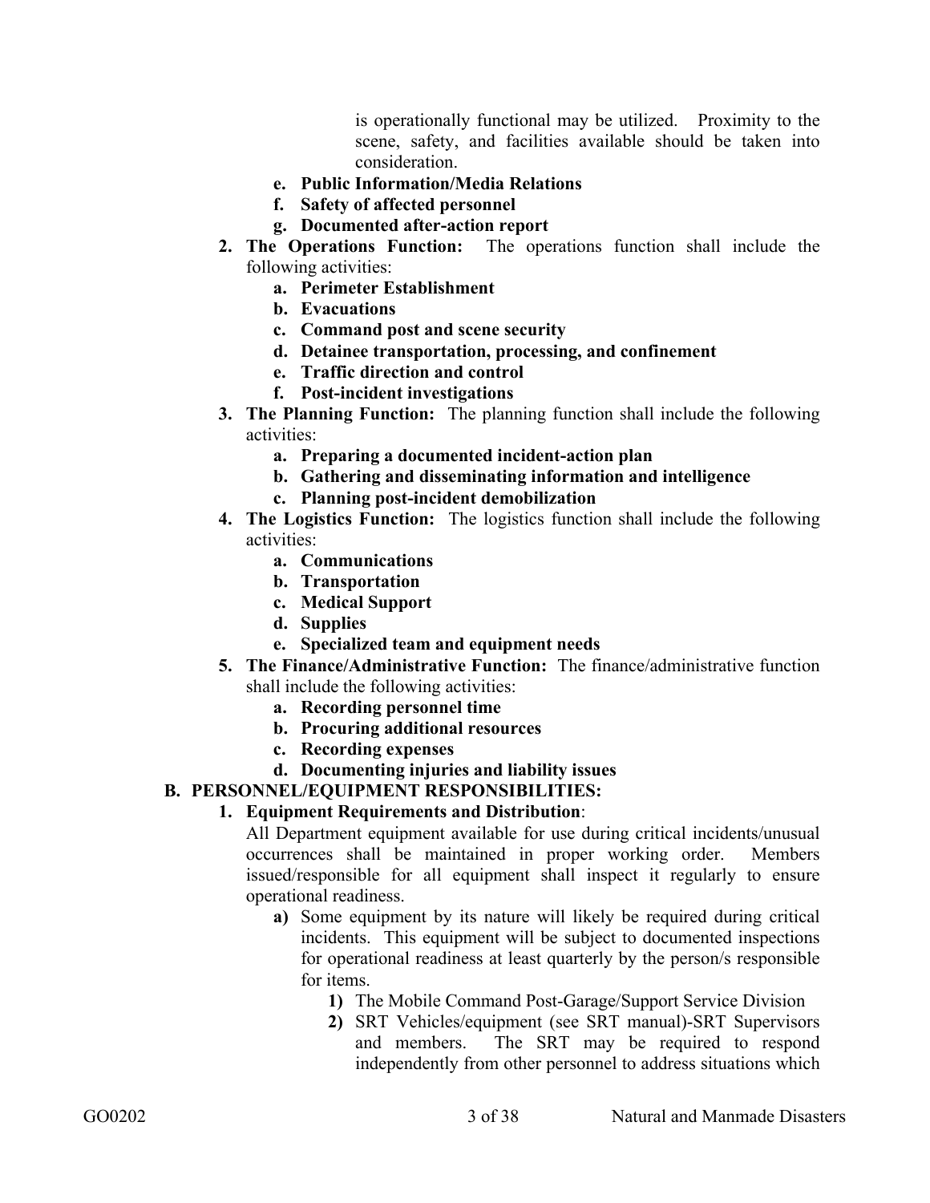is operationally functional may be utilized. Proximity to the scene, safety, and facilities available should be taken into consideration.

   - **e. Public Information/Media Relations**
   - **f. Safety of affected personnel**
   - **g. Documented after-action report**

2. **The Operations Function:** The operations function shall include the following activities:
   - **a. Perimeter Establishment**
   - **b. Evacuations**
   - **c. Command post and scene security**
   - **d. Detainee transportation, processing, and confinement**
   - **e. Traffic direction and control**
   - **f. Post-incident investigations**

3. **The Planning Function:** The planning function shall include the following activities:
   - **a. Preparing a documented incident-action plan**
   - **b. Gathering and disseminating information and intelligence**
   - **c. Planning post-incident demobilization**

4. **The Logistics Function:** The logistics function shall include the following activities:
   - **a. Communications**
   - **b. Transportation**
   - **c. Medical Support**
   - **d. Supplies**
   - **e. Specialized team and equipment needs**

5. **The Finance/Administrative Function:** The finance/administrative function shall include the following activities:
   - **a. Recording personnel time**
   - **b. Procuring additional resources**
   - **c. Recording expenses**
   - **d. Documenting injuries and liability issues**

**B. PERSONNEL/EQUIPMENT RESPONSIBILITIES:**

1. **Equipment Requirements and Distribution**:
   All Department equipment available for use during critical incidents/unusual occurrences shall be maintained in proper working order. Members issued/responsible for all equipment shall inspect it regularly to ensure operational readiness.
   - **a)** Some equipment by its nature will likely be required during critical incidents. This equipment will be subject to documented inspections for operational readiness at least quarterly by the person/s responsible for items.
     - **1)** The Mobile Command Post-Garage/Support Service Division
     - **2)** SRT Vehicles/equipment (see SRT manual)-SRT Supervisors and members. The SRT may be required to respond independently from other personnel to address situations which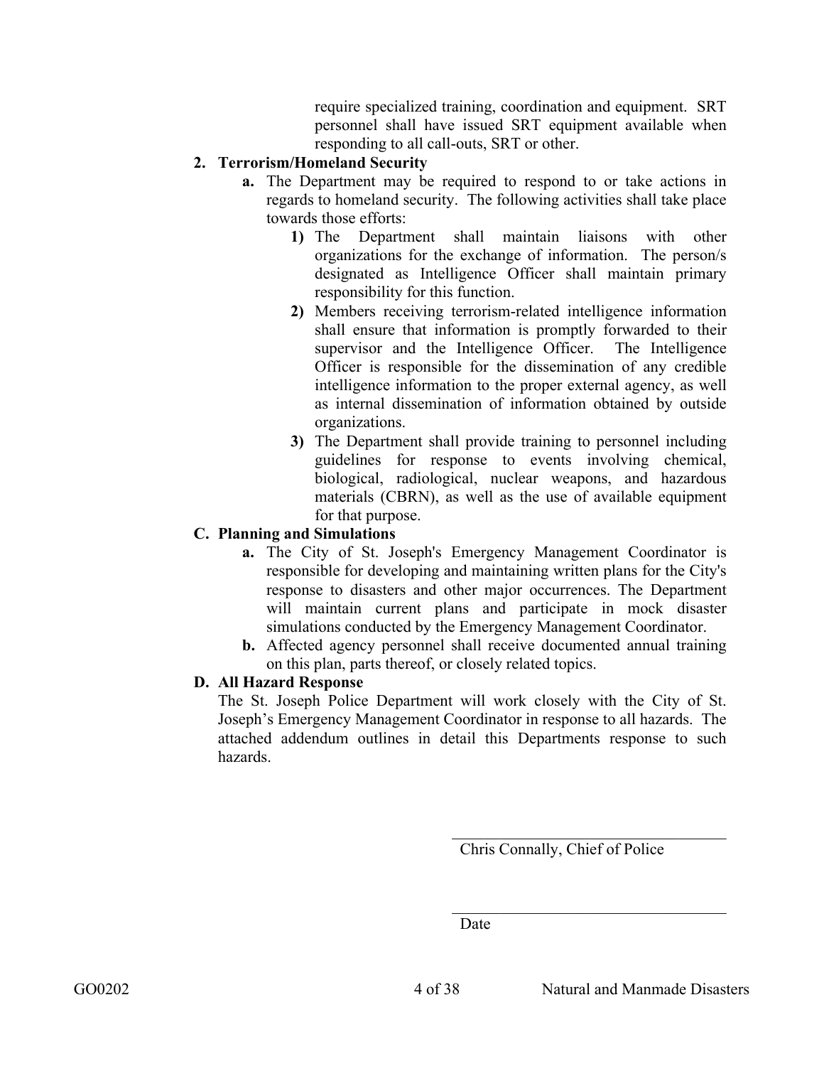require specialized training, coordination and equipment. SRT personnel shall have issued SRT equipment available when responding to all call-outs, SRT or other.

**2. Terrorism/Homeland Security**

**a.** The Department may be required to respond to or take actions in regards to homeland security. The following activities shall take place towards those efforts:

**1)** The Department shall maintain liaisons with other organizations for the exchange of information. The person/s designated as Intelligence Officer shall maintain primary responsibility for this function.

**2)** Members receiving terrorism-related intelligence information shall ensure that information is promptly forwarded to their supervisor and the Intelligence Officer. The Intelligence Officer is responsible for the dissemination of any credible intelligence information to the proper external agency, as well as internal dissemination of information obtained by outside organizations.

**3)** The Department shall provide training to personnel including guidelines for response to events involving chemical, biological, radiological, nuclear weapons, and hazardous materials (CBRN), as well as the use of available equipment for that purpose.

**C. Planning and Simulations**

**a.** The City of St. Joseph's Emergency Management Coordinator is responsible for developing and maintaining written plans for the City's response to disasters and other major occurrences. The Department will maintain current plans and participate in mock disaster simulations conducted by the Emergency Management Coordinator.

**b.** Affected agency personnel shall receive documented annual training on this plan, parts thereof, or closely related topics.

**D. All Hazard Response**

The St. Joseph Police Department will work closely with the City of St. Joseph's Emergency Management Coordinator in response to all hazards. The attached addendum outlines in detail this Departments response to such hazards.

\_\_\_\_\_\_\_\_\_\_\_\_\_\_\_\_\_\_\_\_\_\_\_\_\_\_\_\_\_\_\_\_\_\_\_

Chris Connally, Chief of Police

\_\_\_\_\_\_\_\_\_\_\_\_\_\_\_\_\_\_\_\_\_\_\_\_\_\_\_\_\_\_\_\_\_\_\_

Date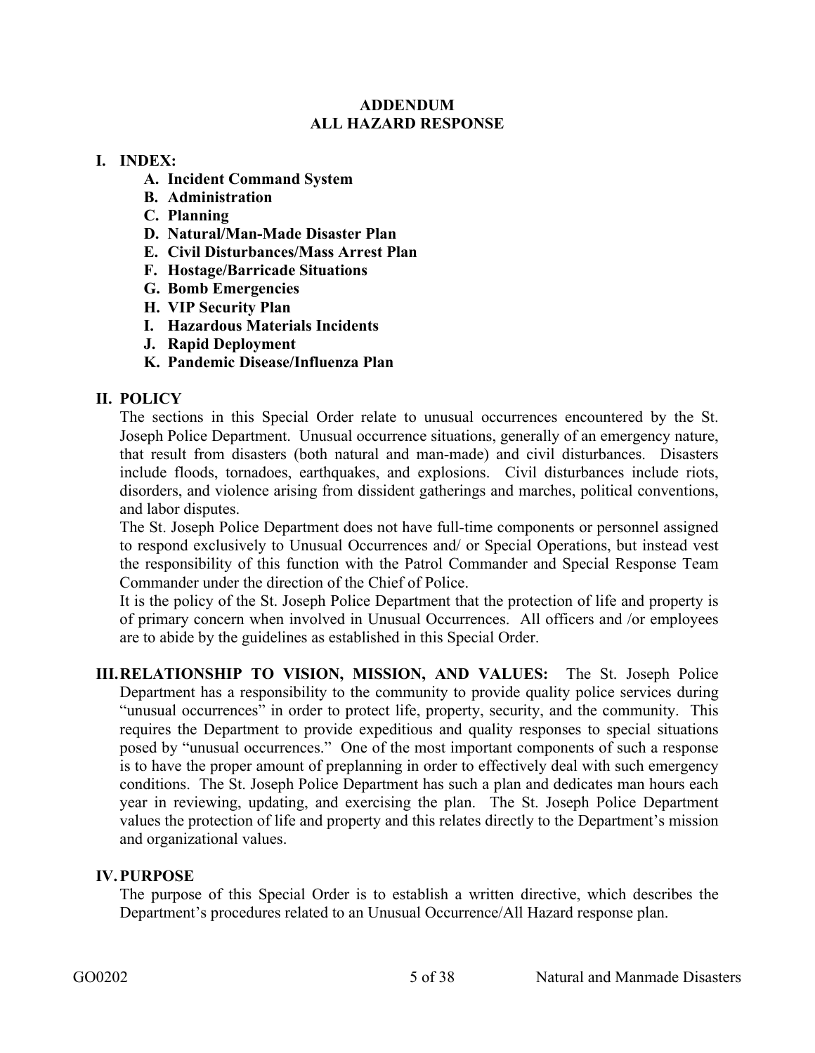**ADDENDUM**
**ALL HAZARD RESPONSE**

**I. INDEX:**

- **A. Incident Command System**
- **B. Administration**
- **C. Planning**
- **D. Natural/Man-Made Disaster Plan**
- **E. Civil Disturbances/Mass Arrest Plan**
- **F. Hostage/Barricade Situations**
- **G. Bomb Emergencies**
- **H. VIP Security Plan**
- **I. Hazardous Materials Incidents**
- **J. Rapid Deployment**
- **K. Pandemic Disease/Influenza Plan**

**II. POLICY**

The sections in this Special Order relate to unusual occurrences encountered by the St. Joseph Police Department. Unusual occurrence situations, generally of an emergency nature, that result from disasters (both natural and man-made) and civil disturbances. Disasters include floods, tornadoes, earthquakes, and explosions. Civil disturbances include riots, disorders, and violence arising from dissident gatherings and marches, political conventions, and labor disputes.

The St. Joseph Police Department does not have full-time components or personnel assigned to respond exclusively to Unusual Occurrences and/ or Special Operations, but instead vest the responsibility of this function with the Patrol Commander and Special Response Team Commander under the direction of the Chief of Police.

It is the policy of the St. Joseph Police Department that the protection of life and property is of primary concern when involved in Unusual Occurrences. All officers and /or employees are to abide by the guidelines as established in this Special Order.

**III. RELATIONSHIP TO VISION, MISSION, AND VALUES:** The St. Joseph Police Department has a responsibility to the community to provide quality police services during "unusual occurrences" in order to protect life, property, security, and the community. This requires the Department to provide expeditious and quality responses to special situations posed by "unusual occurrences." One of the most important components of such a response is to have the proper amount of preplanning in order to effectively deal with such emergency conditions. The St. Joseph Police Department has such a plan and dedicates man hours each year in reviewing, updating, and exercising the plan. The St. Joseph Police Department values the protection of life and property and this relates directly to the Department's mission and organizational values.

**IV. PURPOSE**

The purpose of this Special Order is to establish a written directive, which describes the Department's procedures related to an Unusual Occurrence/All Hazard response plan.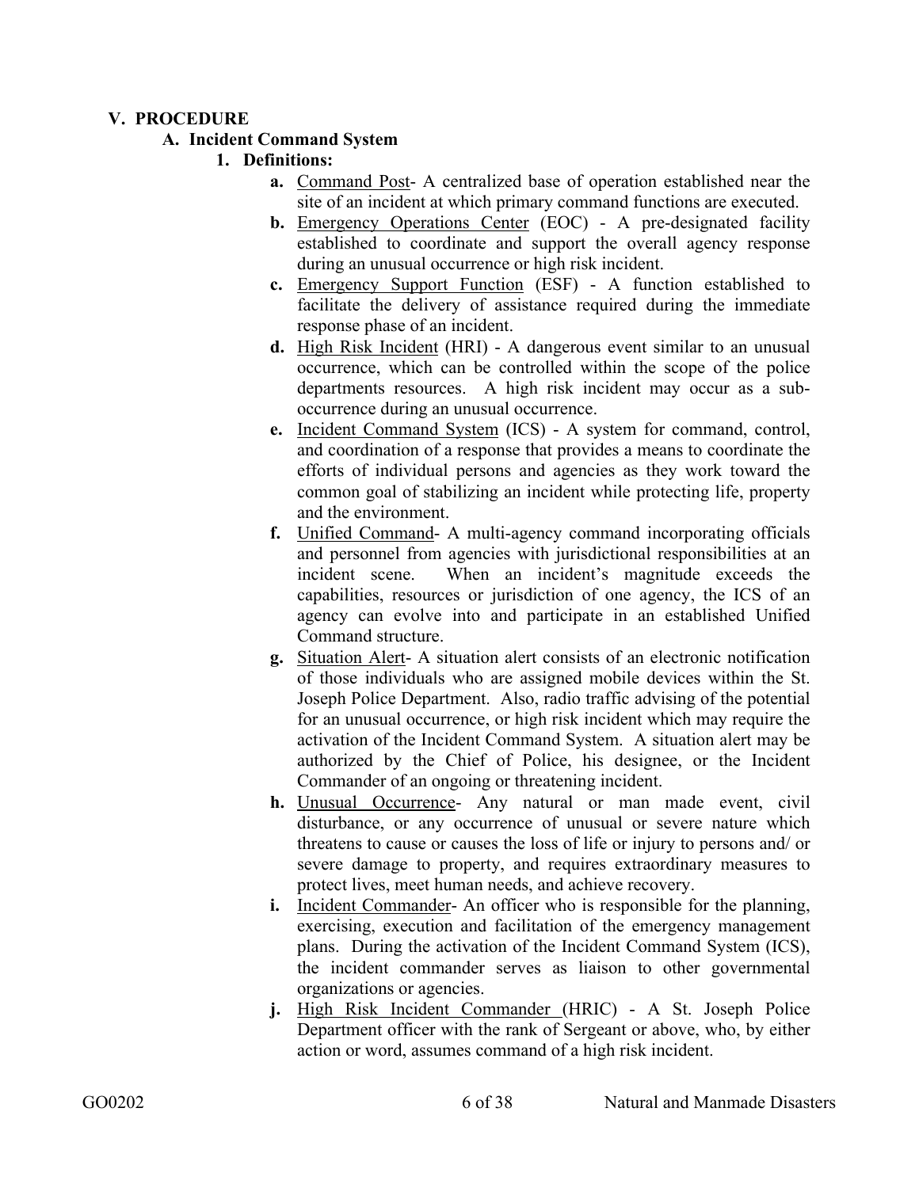## V. PROCEDURE

### A. Incident Command System

#### 1. Definitions:

- **a.** <u>Command Post</u>- A centralized base of operation established near the site of an incident at which primary command functions are executed.
- **b.** <u>Emergency Operations Center</u> (EOC) - A pre-designated facility established to coordinate and support the overall agency response during an unusual occurrence or high risk incident.
- **c.** <u>Emergency Support Function</u> (ESF) - A function established to facilitate the delivery of assistance required during the immediate response phase of an incident.
- **d.** <u>High Risk Incident</u> (HRI) - A dangerous event similar to an unusual occurrence, which can be controlled within the scope of the police departments resources. A high risk incident may occur as a sub-occurrence during an unusual occurrence.
- **e.** <u>Incident Command System</u> (ICS) - A system for command, control, and coordination of a response that provides a means to coordinate the efforts of individual persons and agencies as they work toward the common goal of stabilizing an incident while protecting life, property and the environment.
- **f.** <u>Unified Command</u>- A multi-agency command incorporating officials and personnel from agencies with jurisdictional responsibilities at an incident scene. When an incident's magnitude exceeds the capabilities, resources or jurisdiction of one agency, the ICS of an agency can evolve into and participate in an established Unified Command structure.
- **g.** <u>Situation Alert</u>- A situation alert consists of an electronic notification of those individuals who are assigned mobile devices within the St. Joseph Police Department. Also, radio traffic advising of the potential for an unusual occurrence, or high risk incident which may require the activation of the Incident Command System. A situation alert may be authorized by the Chief of Police, his designee, or the Incident Commander of an ongoing or threatening incident.
- **h.** <u>Unusual Occurrence</u>- Any natural or man made event, civil disturbance, or any occurrence of unusual or severe nature which threatens to cause or causes the loss of life or injury to persons and/ or severe damage to property, and requires extraordinary measures to protect lives, meet human needs, and achieve recovery.
- **i.** <u>Incident Commander</u>- An officer who is responsible for the planning, exercising, execution and facilitation of the emergency management plans. During the activation of the Incident Command System (ICS), the incident commander serves as liaison to other governmental organizations or agencies.
- **j.** <u>High Risk Incident Commander</u> (HRIC) - A St. Joseph Police Department officer with the rank of Sergeant or above, who, by either action or word, assumes command of a high risk incident.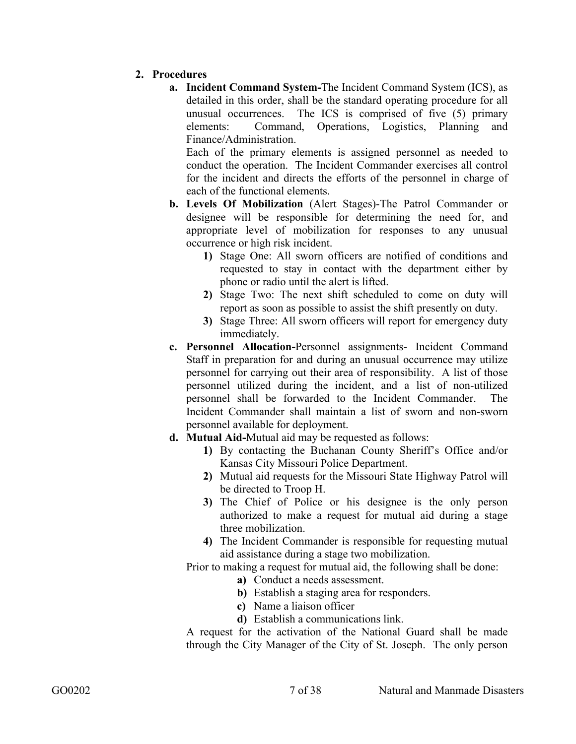2. **Procedures**

   a. **Incident Command System-**The Incident Command System (ICS), as detailed in this order, shall be the standard operating procedure for all unusual occurrences. The ICS is comprised of five (5) primary elements: Command, Operations, Logistics, Planning and Finance/Administration.

      Each of the primary elements is assigned personnel as needed to conduct the operation. The Incident Commander exercises all control for the incident and directs the efforts of the personnel in charge of each of the functional elements.

   b. **Levels Of Mobilization** (Alert Stages)-The Patrol Commander or designee will be responsible for determining the need for, and appropriate level of mobilization for responses to any unusual occurrence or high risk incident.

      1) Stage One: All sworn officers are notified of conditions and requested to stay in contact with the department either by phone or radio until the alert is lifted.
      2) Stage Two: The next shift scheduled to come on duty will report as soon as possible to assist the shift presently on duty.
      3) Stage Three: All sworn officers will report for emergency duty immediately.

   c. **Personnel Allocation-**Personnel assignments- Incident Command Staff in preparation for and during an unusual occurrence may utilize personnel for carrying out their area of responsibility. A list of those personnel utilized during the incident, and a list of non-utilized personnel shall be forwarded to the Incident Commander. The Incident Commander shall maintain a list of sworn and non-sworn personnel available for deployment.

   d. **Mutual Aid-**Mutual aid may be requested as follows:

      1) By contacting the Buchanan County Sheriff's Office and/or Kansas City Missouri Police Department.
      2) Mutual aid requests for the Missouri State Highway Patrol will be directed to Troop H.
      3) The Chief of Police or his designee is the only person authorized to make a request for mutual aid during a stage three mobilization.
      4) The Incident Commander is responsible for requesting mutual aid assistance during a stage two mobilization.

      Prior to making a request for mutual aid, the following shall be done:

      a) Conduct a needs assessment.
      b) Establish a staging area for responders.
      c) Name a liaison officer
      d) Establish a communications link.

      A request for the activation of the National Guard shall be made through the City Manager of the City of St. Joseph. The only person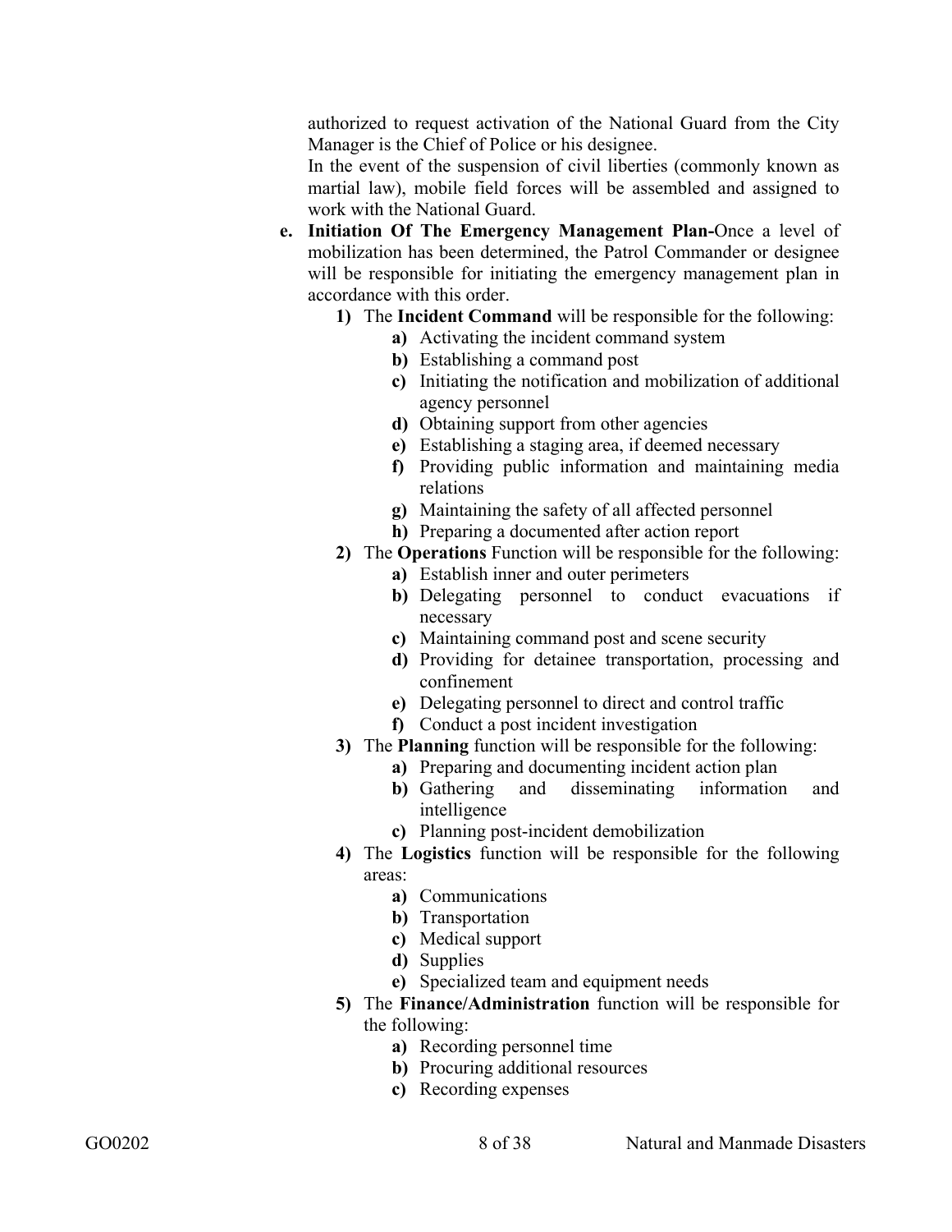authorized to request activation of the National Guard from the City Manager is the Chief of Police or his designee.

In the event of the suspension of civil liberties (commonly known as martial law), mobile field forces will be assembled and assigned to work with the National Guard.

**e. Initiation Of The Emergency Management Plan-**Once a level of mobilization has been determined, the Patrol Commander or designee will be responsible for initiating the emergency management plan in accordance with this order.

- **1)** The **Incident Command** will be responsible for the following:
  - **a)** Activating the incident command system
  - **b)** Establishing a command post
  - **c)** Initiating the notification and mobilization of additional agency personnel
  - **d)** Obtaining support from other agencies
  - **e)** Establishing a staging area, if deemed necessary
  - **f)** Providing public information and maintaining media relations
  - **g)** Maintaining the safety of all affected personnel
  - **h)** Preparing a documented after action report
- **2)** The **Operations** Function will be responsible for the following:
  - **a)** Establish inner and outer perimeters
  - **b)** Delegating personnel to conduct evacuations if necessary
  - **c)** Maintaining command post and scene security
  - **d)** Providing for detainee transportation, processing and confinement
  - **e)** Delegating personnel to direct and control traffic
  - **f)** Conduct a post incident investigation
- **3)** The **Planning** function will be responsible for the following:
  - **a)** Preparing and documenting incident action plan
  - **b)** Gathering and disseminating information and intelligence
  - **c)** Planning post-incident demobilization
- **4)** The **Logistics** function will be responsible for the following areas:
  - **a)** Communications
  - **b)** Transportation
  - **c)** Medical support
  - **d)** Supplies
  - **e)** Specialized team and equipment needs
- **5)** The **Finance/Administration** function will be responsible for the following:
  - **a)** Recording personnel time
  - **b)** Procuring additional resources
  - **c)** Recording expenses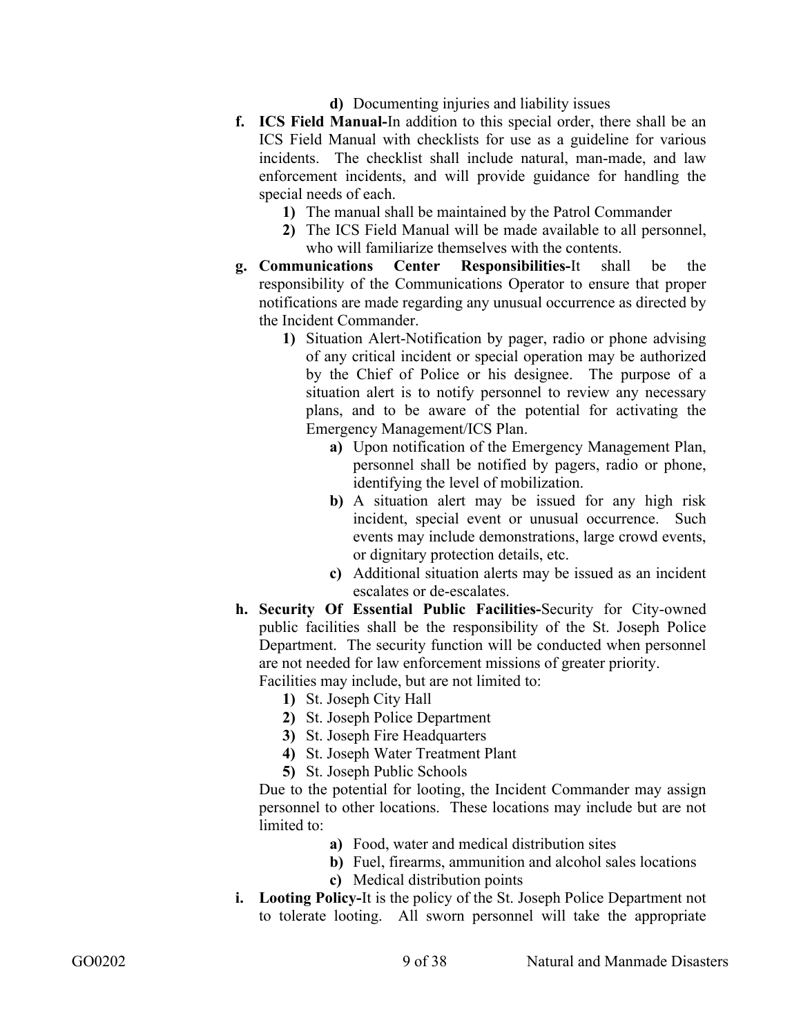d) Documenting injuries and liability issues

f. **ICS Field Manual-**In addition to this special order, there shall be an ICS Field Manual with checklists for use as a guideline for various incidents. The checklist shall include natural, man-made, and law enforcement incidents, and will provide guidance for handling the special needs of each.
   1) The manual shall be maintained by the Patrol Commander
   2) The ICS Field Manual will be made available to all personnel, who will familiarize themselves with the contents.

g. **Communications Center Responsibilities-**It shall be the responsibility of the Communications Operator to ensure that proper notifications are made regarding any unusual occurrence as directed by the Incident Commander.
   1) Situation Alert-Notification by pager, radio or phone advising of any critical incident or special operation may be authorized by the Chief of Police or his designee. The purpose of a situation alert is to notify personnel to review any necessary plans, and to be aware of the potential for activating the Emergency Management/ICS Plan.
      a) Upon notification of the Emergency Management Plan, personnel shall be notified by pagers, radio or phone, identifying the level of mobilization.
      b) A situation alert may be issued for any high risk incident, special event or unusual occurrence. Such events may include demonstrations, large crowd events, or dignitary protection details, etc.
      c) Additional situation alerts may be issued as an incident escalates or de-escalates.

h. **Security Of Essential Public Facilities-**Security for City-owned public facilities shall be the responsibility of the St. Joseph Police Department. The security function will be conducted when personnel are not needed for law enforcement missions of greater priority.
   Facilities may include, but are not limited to:
   1) St. Joseph City Hall
   2) St. Joseph Police Department
   3) St. Joseph Fire Headquarters
   4) St. Joseph Water Treatment Plant
   5) St. Joseph Public Schools

   Due to the potential for looting, the Incident Commander may assign personnel to other locations. These locations may include but are not limited to:
      a) Food, water and medical distribution sites
      b) Fuel, firearms, ammunition and alcohol sales locations
      c) Medical distribution points

i. **Looting Policy-**It is the policy of the St. Joseph Police Department not to tolerate looting. All sworn personnel will take the appropriate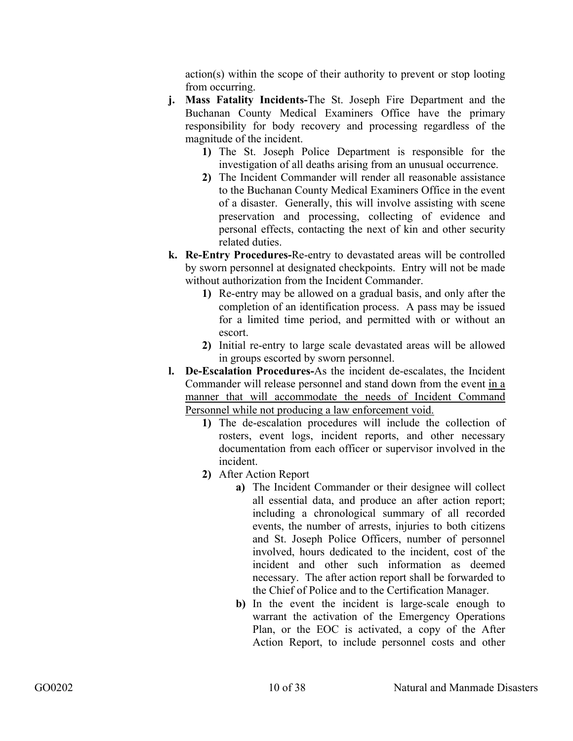action(s) within the scope of their authority to prevent or stop looting from occurring.

**j. Mass Fatality Incidents-**The St. Joseph Fire Department and the Buchanan County Medical Examiners Office have the primary responsibility for body recovery and processing regardless of the magnitude of the incident.

   **1)** The St. Joseph Police Department is responsible for the investigation of all deaths arising from an unusual occurrence.

   **2)** The Incident Commander will render all reasonable assistance to the Buchanan County Medical Examiners Office in the event of a disaster. Generally, this will involve assisting with scene preservation and processing, collecting of evidence and personal effects, contacting the next of kin and other security related duties.

**k. Re-Entry Procedures-**Re-entry to devastated areas will be controlled by sworn personnel at designated checkpoints. Entry will not be made without authorization from the Incident Commander.

   **1)** Re-entry may be allowed on a gradual basis, and only after the completion of an identification process. A pass may be issued for a limited time period, and permitted with or without an escort.

   **2)** Initial re-entry to large scale devastated areas will be allowed in groups escorted by sworn personnel.

**l. De-Escalation Procedures-**As the incident de-escalates, the Incident Commander will release personnel and stand down from the event <u>in a manner that will accommodate the needs of Incident Command Personnel while not producing a law enforcement void.</u>

   **1)** The de-escalation procedures will include the collection of rosters, event logs, incident reports, and other necessary documentation from each officer or supervisor involved in the incident.

   **2)** After Action Report

      **a)** The Incident Commander or their designee will collect all essential data, and produce an after action report; including a chronological summary of all recorded events, the number of arrests, injuries to both citizens and St. Joseph Police Officers, number of personnel involved, hours dedicated to the incident, cost of the incident and other such information as deemed necessary. The after action report shall be forwarded to the Chief of Police and to the Certification Manager.

      **b)** In the event the incident is large-scale enough to warrant the activation of the Emergency Operations Plan, or the EOC is activated, a copy of the After Action Report, to include personnel costs and other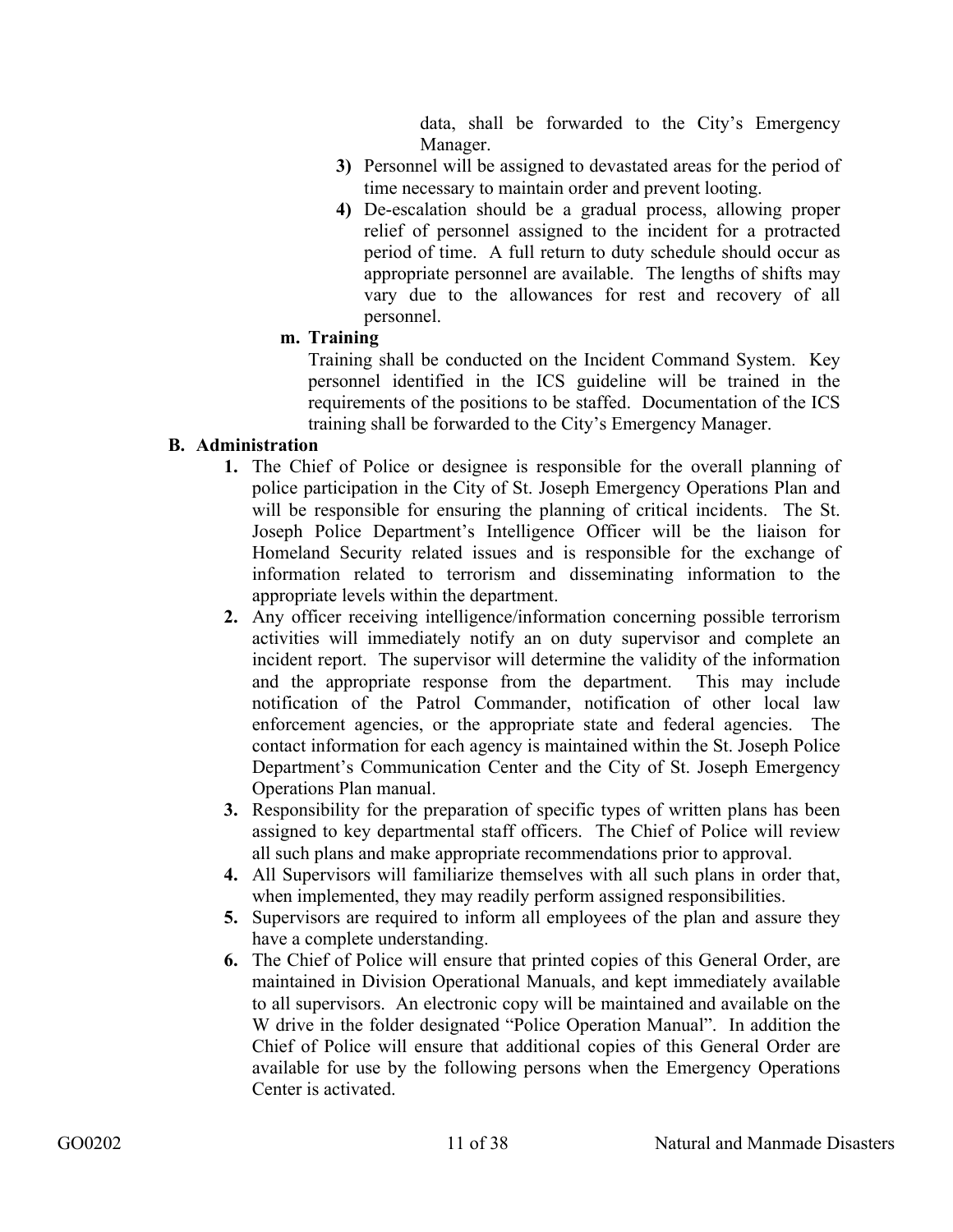data, shall be forwarded to the City's Emergency Manager.

3) Personnel will be assigned to devastated areas for the period of time necessary to maintain order and prevent looting.

4) De-escalation should be a gradual process, allowing proper relief of personnel assigned to the incident for a protracted period of time. A full return to duty schedule should occur as appropriate personnel are available. The lengths of shifts may vary due to the allowances for rest and recovery of all personnel.

**m. Training**

Training shall be conducted on the Incident Command System. Key personnel identified in the ICS guideline will be trained in the requirements of the positions to be staffed. Documentation of the ICS training shall be forwarded to the City's Emergency Manager.

**B. Administration**

1. The Chief of Police or designee is responsible for the overall planning of police participation in the City of St. Joseph Emergency Operations Plan and will be responsible for ensuring the planning of critical incidents. The St. Joseph Police Department's Intelligence Officer will be the liaison for Homeland Security related issues and is responsible for the exchange of information related to terrorism and disseminating information to the appropriate levels within the department.
2. Any officer receiving intelligence/information concerning possible terrorism activities will immediately notify an on duty supervisor and complete an incident report. The supervisor will determine the validity of the information and the appropriate response from the department. This may include notification of the Patrol Commander, notification of other local law enforcement agencies, or the appropriate state and federal agencies. The contact information for each agency is maintained within the St. Joseph Police Department's Communication Center and the City of St. Joseph Emergency Operations Plan manual.
3. Responsibility for the preparation of specific types of written plans has been assigned to key departmental staff officers. The Chief of Police will review all such plans and make appropriate recommendations prior to approval.
4. All Supervisors will familiarize themselves with all such plans in order that, when implemented, they may readily perform assigned responsibilities.
5. Supervisors are required to inform all employees of the plan and assure they have a complete understanding.
6. The Chief of Police will ensure that printed copies of this General Order, are maintained in Division Operational Manuals, and kept immediately available to all supervisors. An electronic copy will be maintained and available on the W drive in the folder designated "Police Operation Manual". In addition the Chief of Police will ensure that additional copies of this General Order are available for use by the following persons when the Emergency Operations Center is activated.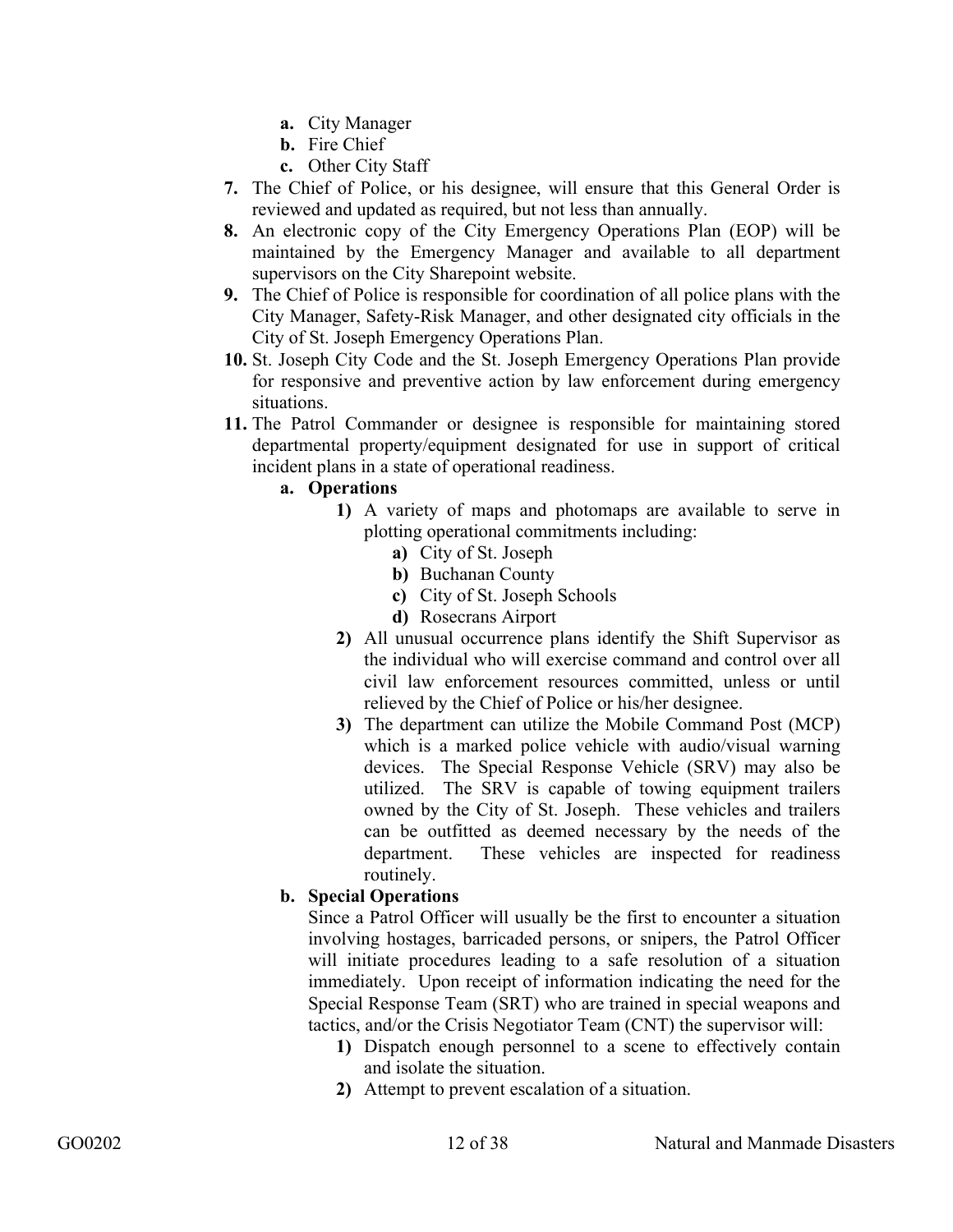- **a.** City Manager
   - **b.** Fire Chief
   - **c.** Other City Staff

**7.** The Chief of Police, or his designee, will ensure that this General Order is reviewed and updated as required, but not less than annually.

**8.** An electronic copy of the City Emergency Operations Plan (EOP) will be maintained by the Emergency Manager and available to all department supervisors on the City Sharepoint website.

**9.** The Chief of Police is responsible for coordination of all police plans with the City Manager, Safety-Risk Manager, and other designated city officials in the City of St. Joseph Emergency Operations Plan.

**10.** St. Joseph City Code and the St. Joseph Emergency Operations Plan provide for responsive and preventive action by law enforcement during emergency situations.

**11.** The Patrol Commander or designee is responsible for maintaining stored departmental property/equipment designated for use in support of critical incident plans in a state of operational readiness.

   **a. Operations**

   **1)** A variety of maps and photomaps are available to serve in plotting operational commitments including:
   - **a)** City of St. Joseph
   - **b)** Buchanan County
   - **c)** City of St. Joseph Schools
   - **d)** Rosecrans Airport

   **2)** All unusual occurrence plans identify the Shift Supervisor as the individual who will exercise command and control over all civil law enforcement resources committed, unless or until relieved by the Chief of Police or his/her designee.

   **3)** The department can utilize the Mobile Command Post (MCP) which is a marked police vehicle with audio/visual warning devices. The Special Response Vehicle (SRV) may also be utilized. The SRV is capable of towing equipment trailers owned by the City of St. Joseph. These vehicles and trailers can be outfitted as deemed necessary by the needs of the department. These vehicles are inspected for readiness routinely.

   **b. Special Operations**

   Since a Patrol Officer will usually be the first to encounter a situation involving hostages, barricaded persons, or snipers, the Patrol Officer will initiate procedures leading to a safe resolution of a situation immediately. Upon receipt of information indicating the need for the Special Response Team (SRT) who are trained in special weapons and tactics, and/or the Crisis Negotiator Team (CNT) the supervisor will:

   **1)** Dispatch enough personnel to a scene to effectively contain and isolate the situation.

   **2)** Attempt to prevent escalation of a situation.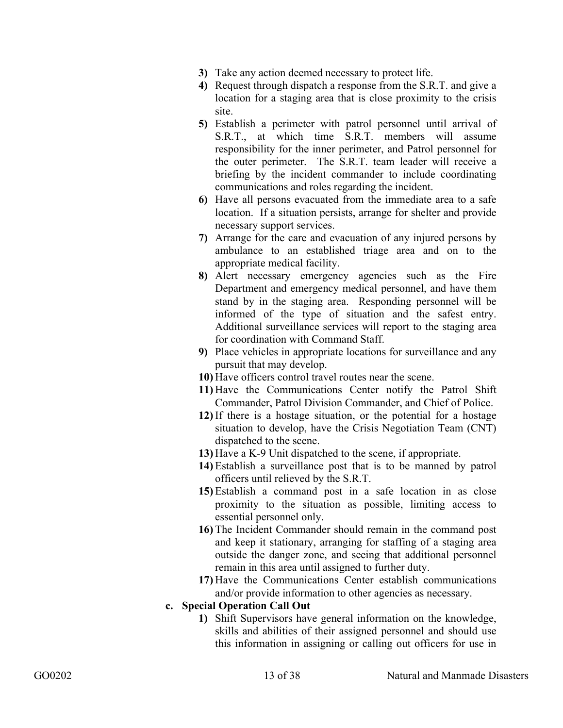3) Take any action deemed necessary to protect life.
4) Request through dispatch a response from the S.R.T. and give a location for a staging area that is close proximity to the crisis site.
5) Establish a perimeter with patrol personnel until arrival of S.R.T., at which time S.R.T. members will assume responsibility for the inner perimeter, and Patrol personnel for the outer perimeter. The S.R.T. team leader will receive a briefing by the incident commander to include coordinating communications and roles regarding the incident.
6) Have all persons evacuated from the immediate area to a safe location. If a situation persists, arrange for shelter and provide necessary support services.
7) Arrange for the care and evacuation of any injured persons by ambulance to an established triage area and on to the appropriate medical facility.
8) Alert necessary emergency agencies such as the Fire Department and emergency medical personnel, and have them stand by in the staging area. Responding personnel will be informed of the type of situation and the safest entry. Additional surveillance services will report to the staging area for coordination with Command Staff.
9) Place vehicles in appropriate locations for surveillance and any pursuit that may develop.
10) Have officers control travel routes near the scene.
11) Have the Communications Center notify the Patrol Shift Commander, Patrol Division Commander, and Chief of Police.
12) If there is a hostage situation, or the potential for a hostage situation to develop, have the Crisis Negotiation Team (CNT) dispatched to the scene.
13) Have a K-9 Unit dispatched to the scene, if appropriate.
14) Establish a surveillance post that is to be manned by patrol officers until relieved by the S.R.T.
15) Establish a command post in a safe location in as close proximity to the situation as possible, limiting access to essential personnel only.
16) The Incident Commander should remain in the command post and keep it stationary, arranging for staffing of a staging area outside the danger zone, and seeing that additional personnel remain in this area until assigned to further duty.
17) Have the Communications Center establish communications and/or provide information to other agencies as necessary.

**c. Special Operation Call Out**

1) Shift Supervisors have general information on the knowledge, skills and abilities of their assigned personnel and should use this information in assigning or calling out officers for use in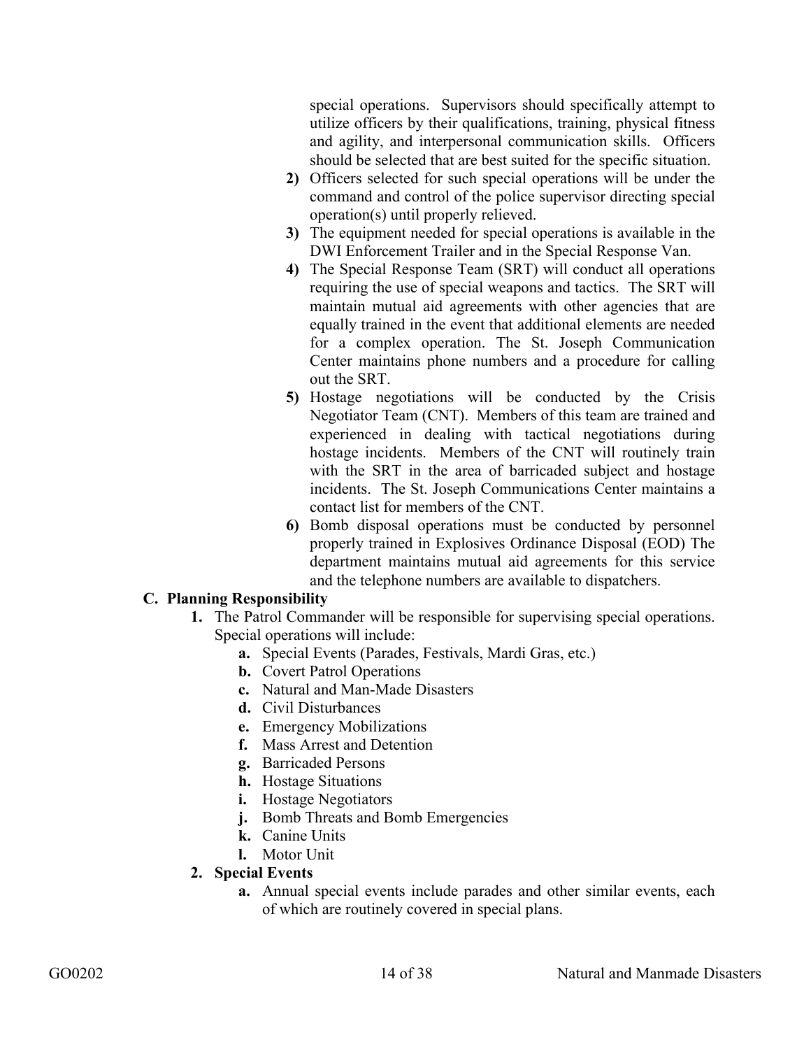special operations. Supervisors should specifically attempt to utilize officers by their qualifications, training, physical fitness and agility, and interpersonal communication skills. Officers should be selected that are best suited for the specific situation.

2) Officers selected for such special operations will be under the command and control of the police supervisor directing special operation(s) until properly relieved.

3) The equipment needed for special operations is available in the DWI Enforcement Trailer and in the Special Response Van.

4) The Special Response Team (SRT) will conduct all operations requiring the use of special weapons and tactics. The SRT will maintain mutual aid agreements with other agencies that are equally trained in the event that additional elements are needed for a complex operation. The St. Joseph Communication Center maintains phone numbers and a procedure for calling out the SRT.

5) Hostage negotiations will be conducted by the Crisis Negotiator Team (CNT). Members of this team are trained and experienced in dealing with tactical negotiations during hostage incidents. Members of the CNT will routinely train with the SRT in the area of barricaded subject and hostage incidents. The St. Joseph Communications Center maintains a contact list for members of the CNT.

6) Bomb disposal operations must be conducted by personnel properly trained in Explosives Ordinance Disposal (EOD) The department maintains mutual aid agreements for this service and the telephone numbers are available to dispatchers.

**C. Planning Responsibility**

1. The Patrol Commander will be responsible for supervising special operations. Special operations will include:
   - **a.** Special Events (Parades, Festivals, Mardi Gras, etc.)
   - **b.** Covert Patrol Operations
   - **c.** Natural and Man-Made Disasters
   - **d.** Civil Disturbances
   - **e.** Emergency Mobilizations
   - **f.** Mass Arrest and Detention
   - **g.** Barricaded Persons
   - **h.** Hostage Situations
   - **i.** Hostage Negotiators
   - **j.** Bomb Threats and Bomb Emergencies
   - **k.** Canine Units
   - **l.** Motor Unit
2. **Special Events**
   - **a.** Annual special events include parades and other similar events, each of which are routinely covered in special plans.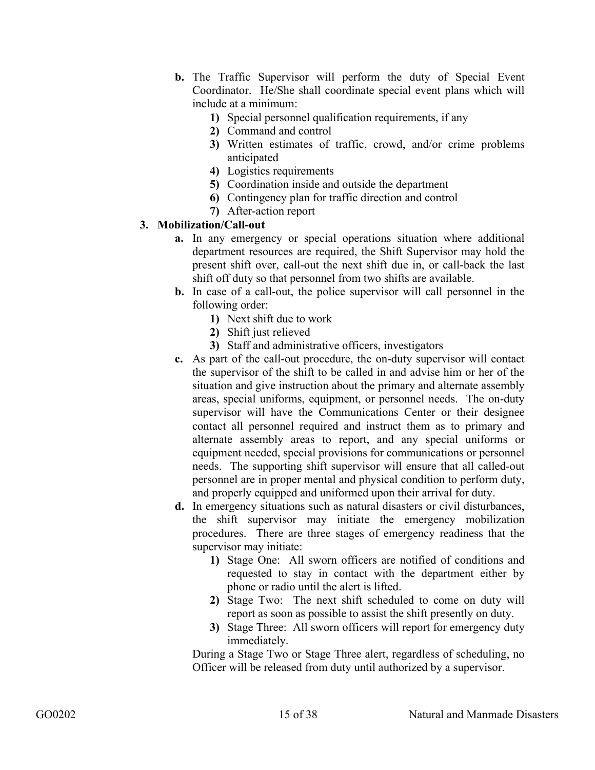**b.** The Traffic Supervisor will perform the duty of Special Event Coordinator. He/She shall coordinate special event plans which will include at a minimum:

   **1)** Special personnel qualification requirements, if any
   **2)** Command and control
   **3)** Written estimates of traffic, crowd, and/or crime problems anticipated
   **4)** Logistics requirements
   **5)** Coordination inside and outside the department
   **6)** Contingency plan for traffic direction and control
   **7)** After-action report

**3. Mobilization/Call-out**

**a.** In any emergency or special operations situation where additional department resources are required, the Shift Supervisor may hold the present shift over, call-out the next shift due in, or call-back the last shift off duty so that personnel from two shifts are available.

**b.** In case of a call-out, the police supervisor will call personnel in the following order:

   **1)** Next shift due to work
   **2)** Shift just relieved
   **3)** Staff and administrative officers, investigators

**c.** As part of the call-out procedure, the on-duty supervisor will contact the supervisor of the shift to be called in and advise him or her of the situation and give instruction about the primary and alternate assembly areas, special uniforms, equipment, or personnel needs. The on-duty supervisor will have the Communications Center or their designee contact all personnel required and instruct them as to primary and alternate assembly areas to report, and any special uniforms or equipment needed, special provisions for communications or personnel needs. The supporting shift supervisor will ensure that all called-out personnel are in proper mental and physical condition to perform duty, and properly equipped and uniformed upon their arrival for duty.

**d.** In emergency situations such as natural disasters or civil disturbances, the shift supervisor may initiate the emergency mobilization procedures. There are three stages of emergency readiness that the supervisor may initiate:

   **1)** Stage One: All sworn officers are notified of conditions and requested to stay in contact with the department either by phone or radio until the alert is lifted.
   **2)** Stage Two: The next shift scheduled to come on duty will report as soon as possible to assist the shift presently on duty.
   **3)** Stage Three: All sworn officers will report for emergency duty immediately.

During a Stage Two or Stage Three alert, regardless of scheduling, no Officer will be released from duty until authorized by a supervisor.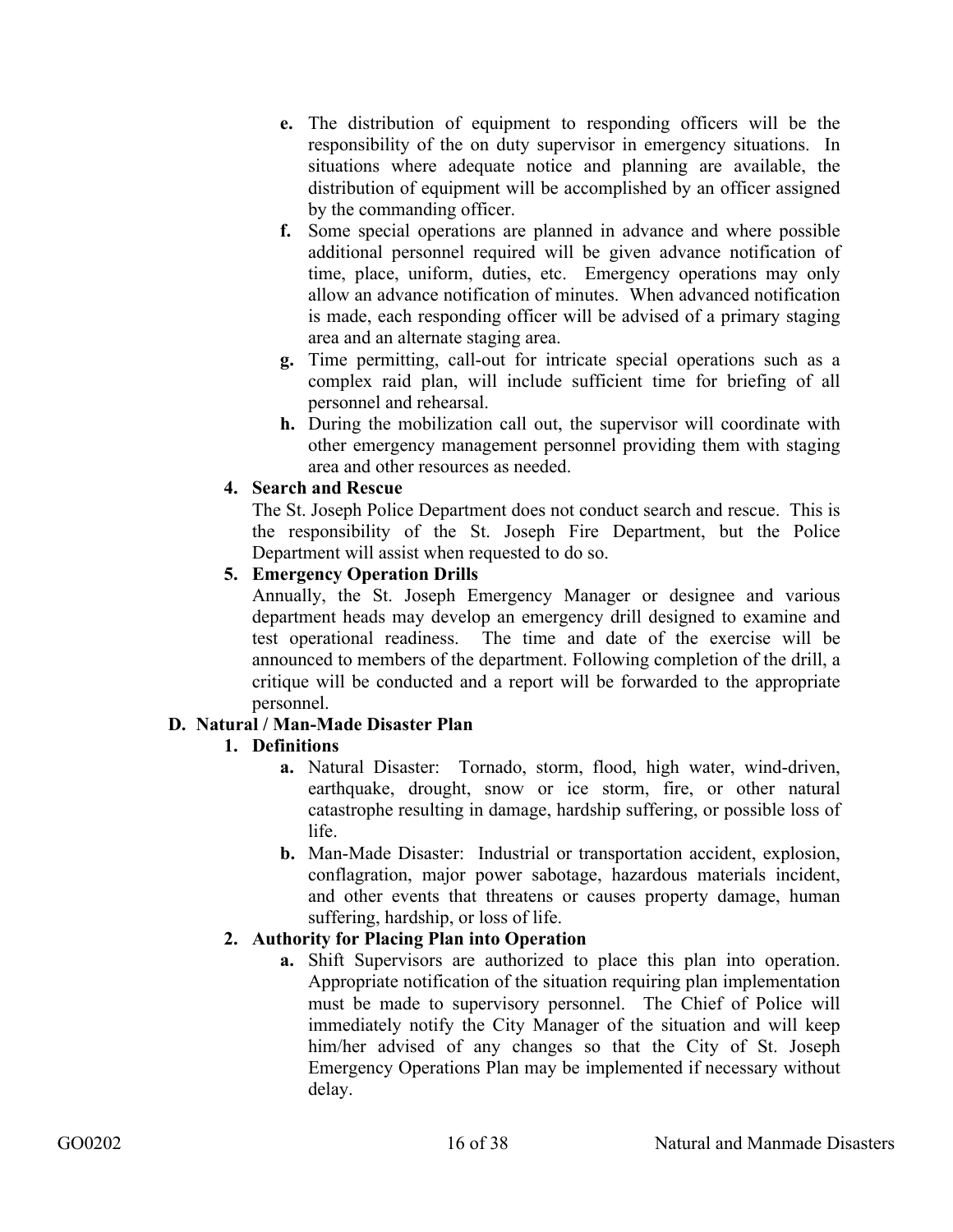- **e.** The distribution of equipment to responding officers will be the responsibility of the on duty supervisor in emergency situations. In situations where adequate notice and planning are available, the distribution of equipment will be accomplished by an officer assigned by the commanding officer.
- **f.** Some special operations are planned in advance and where possible additional personnel required will be given advance notification of time, place, uniform, duties, etc. Emergency operations may only allow an advance notification of minutes. When advanced notification is made, each responding officer will be advised of a primary staging area and an alternate staging area.
- **g.** Time permitting, call-out for intricate special operations such as a complex raid plan, will include sufficient time for briefing of all personnel and rehearsal.
- **h.** During the mobilization call out, the supervisor will coordinate with other emergency management personnel providing them with staging area and other resources as needed.

**4. Search and Rescue**

The St. Joseph Police Department does not conduct search and rescue. This is the responsibility of the St. Joseph Fire Department, but the Police Department will assist when requested to do so.

**5. Emergency Operation Drills**

Annually, the St. Joseph Emergency Manager or designee and various department heads may develop an emergency drill designed to examine and test operational readiness. The time and date of the exercise will be announced to members of the department. Following completion of the drill, a critique will be conducted and a report will be forwarded to the appropriate personnel.

**D. Natural / Man-Made Disaster Plan**

**1. Definitions**

- **a.** Natural Disaster: Tornado, storm, flood, high water, wind-driven, earthquake, drought, snow or ice storm, fire, or other natural catastrophe resulting in damage, hardship suffering, or possible loss of life.
- **b.** Man-Made Disaster: Industrial or transportation accident, explosion, conflagration, major power sabotage, hazardous materials incident, and other events that threatens or causes property damage, human suffering, hardship, or loss of life.

**2. Authority for Placing Plan into Operation**

- **a.** Shift Supervisors are authorized to place this plan into operation. Appropriate notification of the situation requiring plan implementation must be made to supervisory personnel. The Chief of Police will immediately notify the City Manager of the situation and will keep him/her advised of any changes so that the City of St. Joseph Emergency Operations Plan may be implemented if necessary without delay.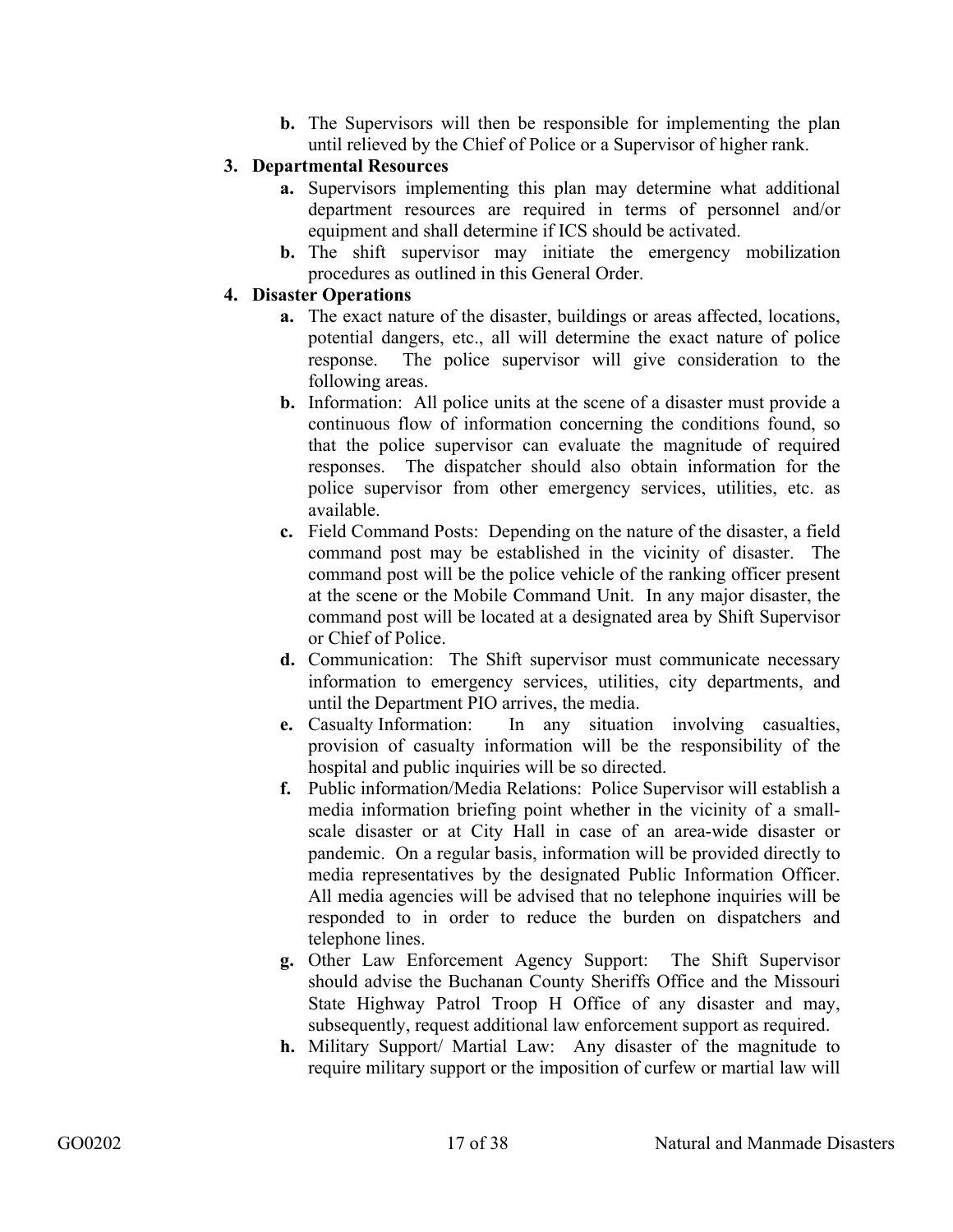- **b.** The Supervisors will then be responsible for implementing the plan until relieved by the Chief of Police or a Supervisor of higher rank.

3. **Departmental Resources**
   - **a.** Supervisors implementing this plan may determine what additional department resources are required in terms of personnel and/or equipment and shall determine if ICS should be activated.
   - **b.** The shift supervisor may initiate the emergency mobilization procedures as outlined in this General Order.

4. **Disaster Operations**
   - **a.** The exact nature of the disaster, buildings or areas affected, locations, potential dangers, etc., all will determine the exact nature of police response. The police supervisor will give consideration to the following areas.
   - **b.** Information: All police units at the scene of a disaster must provide a continuous flow of information concerning the conditions found, so that the police supervisor can evaluate the magnitude of required responses. The dispatcher should also obtain information for the police supervisor from other emergency services, utilities, etc. as available.
   - **c.** Field Command Posts: Depending on the nature of the disaster, a field command post may be established in the vicinity of disaster. The command post will be the police vehicle of the ranking officer present at the scene or the Mobile Command Unit. In any major disaster, the command post will be located at a designated area by Shift Supervisor or Chief of Police.
   - **d.** Communication: The Shift supervisor must communicate necessary information to emergency services, utilities, city departments, and until the Department PIO arrives, the media.
   - **e.** Casualty Information: In any situation involving casualties, provision of casualty information will be the responsibility of the hospital and public inquiries will be so directed.
   - **f.** Public information/Media Relations: Police Supervisor will establish a media information briefing point whether in the vicinity of a small-scale disaster or at City Hall in case of an area-wide disaster or pandemic. On a regular basis, information will be provided directly to media representatives by the designated Public Information Officer. All media agencies will be advised that no telephone inquiries will be responded to in order to reduce the burden on dispatchers and telephone lines.
   - **g.** Other Law Enforcement Agency Support: The Shift Supervisor should advise the Buchanan County Sheriffs Office and the Missouri State Highway Patrol Troop H Office of any disaster and may, subsequently, request additional law enforcement support as required.
   - **h.** Military Support/ Martial Law: Any disaster of the magnitude to require military support or the imposition of curfew or martial law will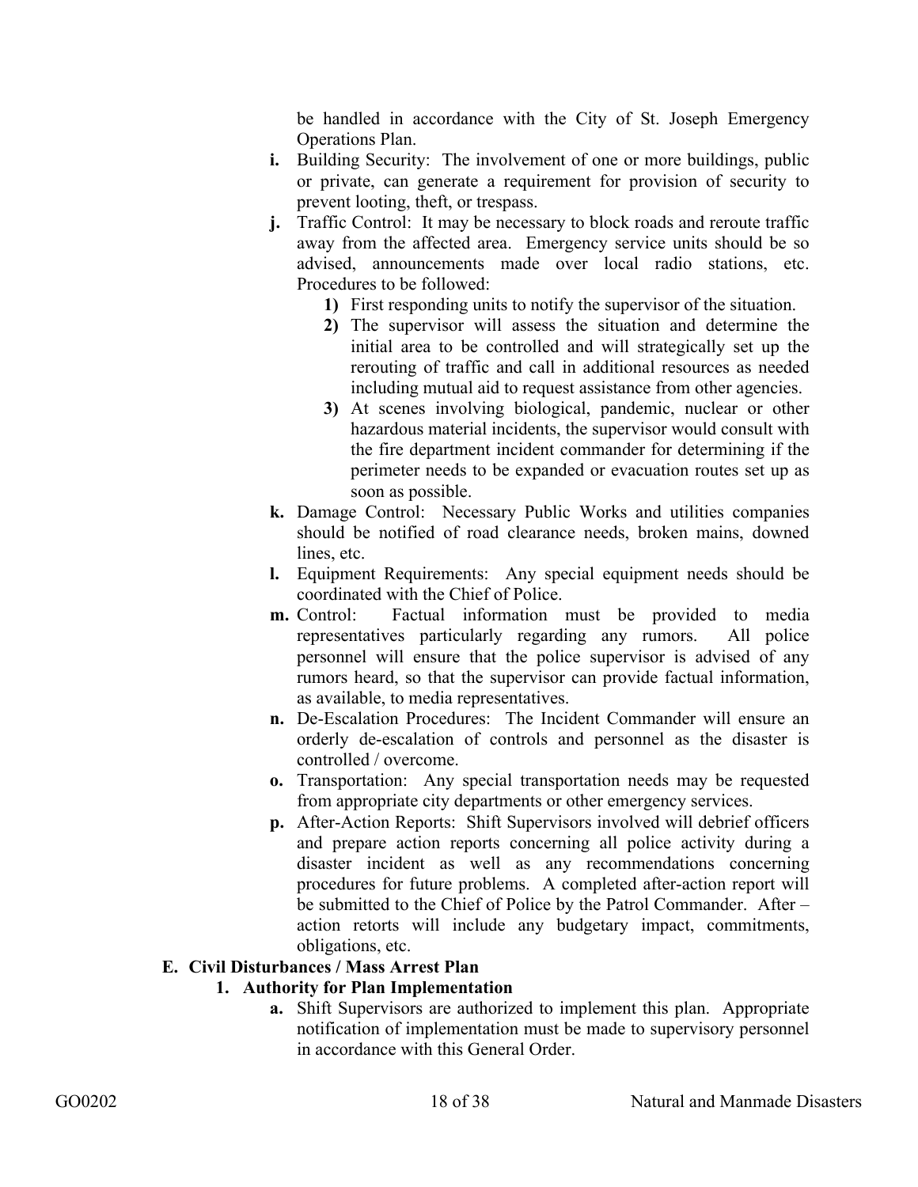be handled in accordance with the City of St. Joseph Emergency Operations Plan.

**i.** Building Security: The involvement of one or more buildings, public or private, can generate a requirement for provision of security to prevent looting, theft, or trespass.

**j.** Traffic Control: It may be necessary to block roads and reroute traffic away from the affected area. Emergency service units should be so advised, announcements made over local radio stations, etc. Procedures to be followed:

- **1)** First responding units to notify the supervisor of the situation.
- **2)** The supervisor will assess the situation and determine the initial area to be controlled and will strategically set up the rerouting of traffic and call in additional resources as needed including mutual aid to request assistance from other agencies.
- **3)** At scenes involving biological, pandemic, nuclear or other hazardous material incidents, the supervisor would consult with the fire department incident commander for determining if the perimeter needs to be expanded or evacuation routes set up as soon as possible.

**k.** Damage Control: Necessary Public Works and utilities companies should be notified of road clearance needs, broken mains, downed lines, etc.

**l.** Equipment Requirements: Any special equipment needs should be coordinated with the Chief of Police.

**m.** Control: Factual information must be provided to media representatives particularly regarding any rumors. All police personnel will ensure that the police supervisor is advised of any rumors heard, so that the supervisor can provide factual information, as available, to media representatives.

**n.** De-Escalation Procedures: The Incident Commander will ensure an orderly de-escalation of controls and personnel as the disaster is controlled / overcome.

**o.** Transportation: Any special transportation needs may be requested from appropriate city departments or other emergency services.

**p.** After-Action Reports: Shift Supervisors involved will debrief officers and prepare action reports concerning all police activity during a disaster incident as well as any recommendations concerning procedures for future problems. A completed after-action report will be submitted to the Chief of Police by the Patrol Commander. After – action retorts will include any budgetary impact, commitments, obligations, etc.

**E. Civil Disturbances / Mass Arrest Plan**

**1. Authority for Plan Implementation**

**a.** Shift Supervisors are authorized to implement this plan. Appropriate notification of implementation must be made to supervisory personnel in accordance with this General Order.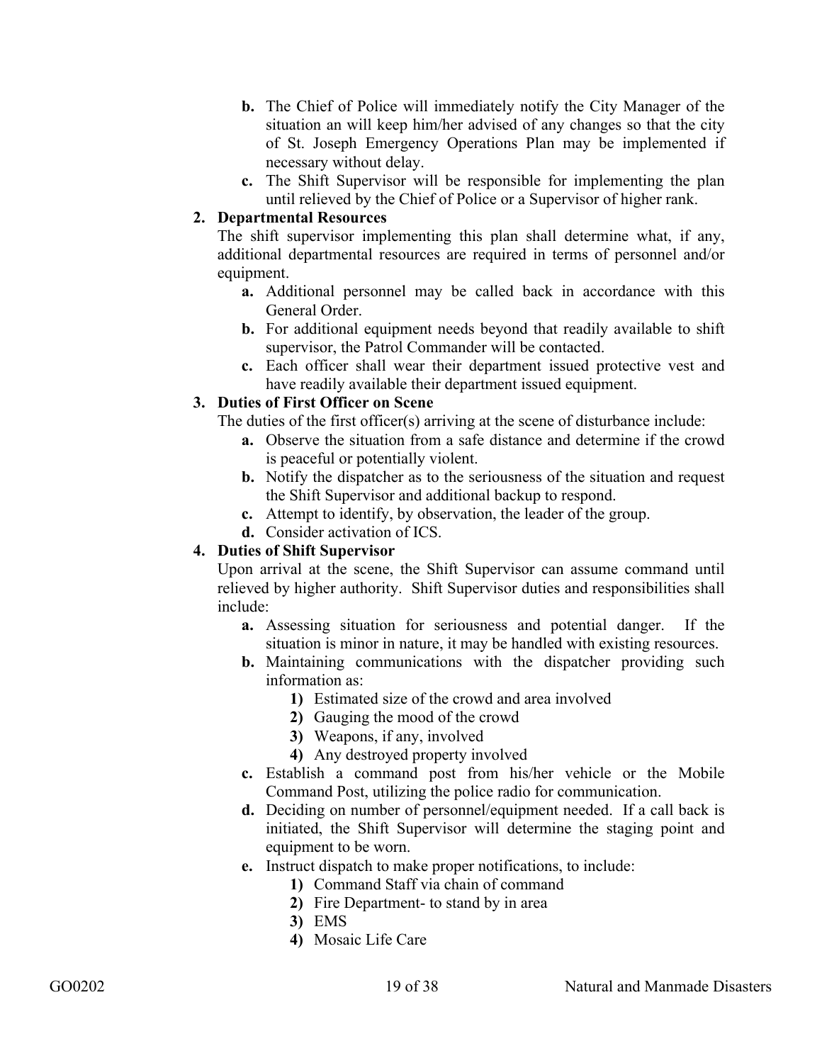b. The Chief of Police will immediately notify the City Manager of the situation an will keep him/her advised of any changes so that the city of St. Joseph Emergency Operations Plan may be implemented if necessary without delay.
c. The Shift Supervisor will be responsible for implementing the plan until relieved by the Chief of Police or a Supervisor of higher rank.

**2. Departmental Resources**

The shift supervisor implementing this plan shall determine what, if any, additional departmental resources are required in terms of personnel and/or equipment.

- **a.** Additional personnel may be called back in accordance with this General Order.
- **b.** For additional equipment needs beyond that readily available to shift supervisor, the Patrol Commander will be contacted.
- **c.** Each officer shall wear their department issued protective vest and have readily available their department issued equipment.

**3. Duties of First Officer on Scene**

The duties of the first officer(s) arriving at the scene of disturbance include:

- **a.** Observe the situation from a safe distance and determine if the crowd is peaceful or potentially violent.
- **b.** Notify the dispatcher as to the seriousness of the situation and request the Shift Supervisor and additional backup to respond.
- **c.** Attempt to identify, by observation, the leader of the group.
- **d.** Consider activation of ICS.

**4. Duties of Shift Supervisor**

Upon arrival at the scene, the Shift Supervisor can assume command until relieved by higher authority. Shift Supervisor duties and responsibilities shall include:

- **a.** Assessing situation for seriousness and potential danger. If the situation is minor in nature, it may be handled with existing resources.
- **b.** Maintaining communications with the dispatcher providing such information as:
  - **1)** Estimated size of the crowd and area involved
  - **2)** Gauging the mood of the crowd
  - **3)** Weapons, if any, involved
  - **4)** Any destroyed property involved
- **c.** Establish a command post from his/her vehicle or the Mobile Command Post, utilizing the police radio for communication.
- **d.** Deciding on number of personnel/equipment needed. If a call back is initiated, the Shift Supervisor will determine the staging point and equipment to be worn.
- **e.** Instruct dispatch to make proper notifications, to include:
  - **1)** Command Staff via chain of command
  - **2)** Fire Department- to stand by in area
  - **3)** EMS
  - **4)** Mosaic Life Care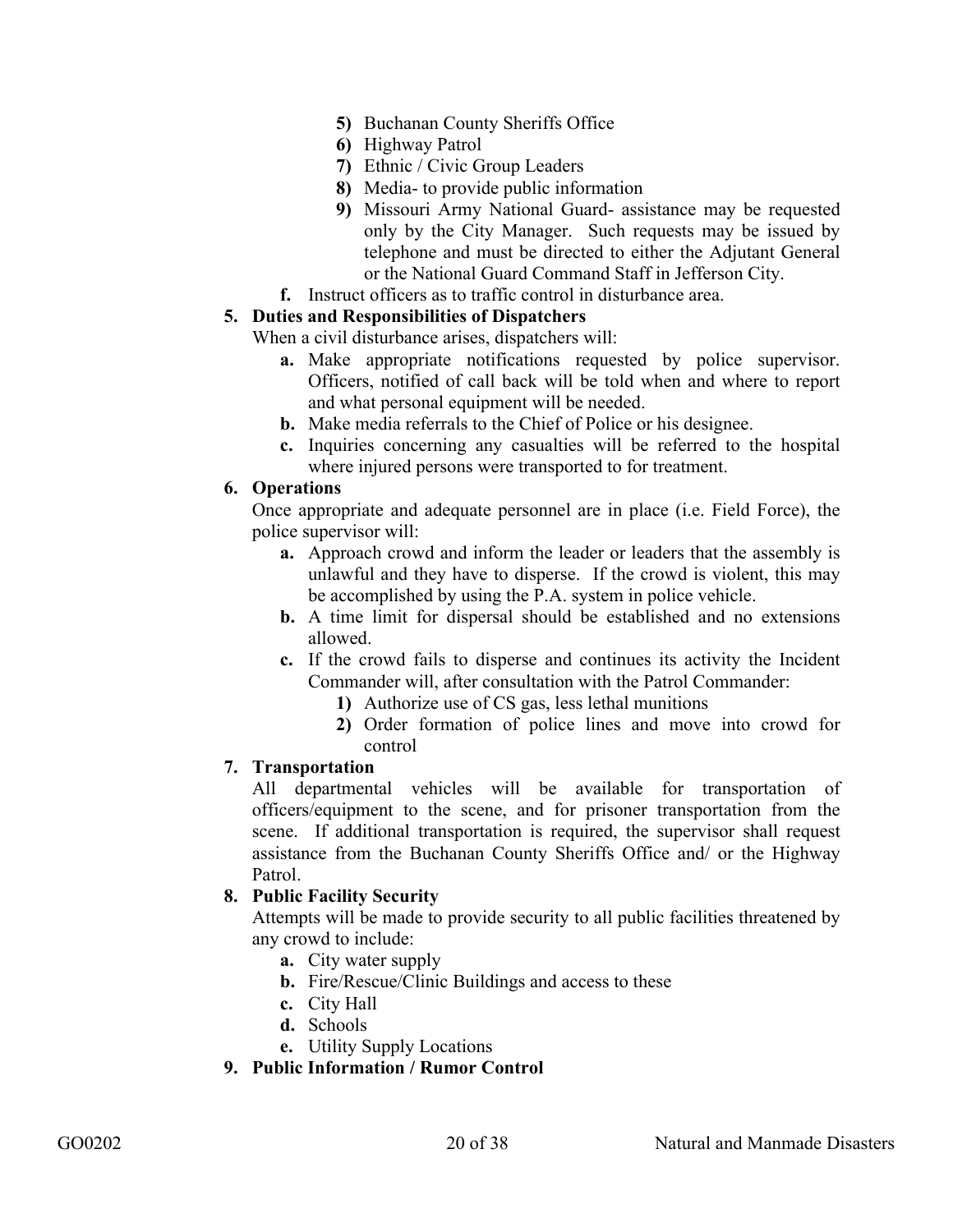5) Buchanan County Sheriffs Office
6) Highway Patrol
7) Ethnic / Civic Group Leaders
8) Media- to provide public information
9) Missouri Army National Guard- assistance may be requested only by the City Manager. Such requests may be issued by telephone and must be directed to either the Adjutant General or the National Guard Command Staff in Jefferson City.

**f.** Instruct officers as to traffic control in disturbance area.

**5. Duties and Responsibilities of Dispatchers**

When a civil disturbance arises, dispatchers will:

**a.** Make appropriate notifications requested by police supervisor. Officers, notified of call back will be told when and where to report and what personal equipment will be needed.

**b.** Make media referrals to the Chief of Police or his designee.

**c.** Inquiries concerning any casualties will be referred to the hospital where injured persons were transported to for treatment.

**6. Operations**

Once appropriate and adequate personnel are in place (i.e. Field Force), the police supervisor will:

**a.** Approach crowd and inform the leader or leaders that the assembly is unlawful and they have to disperse. If the crowd is violent, this may be accomplished by using the P.A. system in police vehicle.

**b.** A time limit for dispersal should be established and no extensions allowed.

**c.** If the crowd fails to disperse and continues its activity the Incident Commander will, after consultation with the Patrol Commander:

1) Authorize use of CS gas, less lethal munitions
2) Order formation of police lines and move into crowd for control

**7. Transportation**

All departmental vehicles will be available for transportation of officers/equipment to the scene, and for prisoner transportation from the scene. If additional transportation is required, the supervisor shall request assistance from the Buchanan County Sheriffs Office and/ or the Highway Patrol.

**8. Public Facility Security**

Attempts will be made to provide security to all public facilities threatened by any crowd to include:

**a.** City water supply

**b.** Fire/Rescue/Clinic Buildings and access to these

**c.** City Hall

**d.** Schools

**e.** Utility Supply Locations

**9. Public Information / Rumor Control**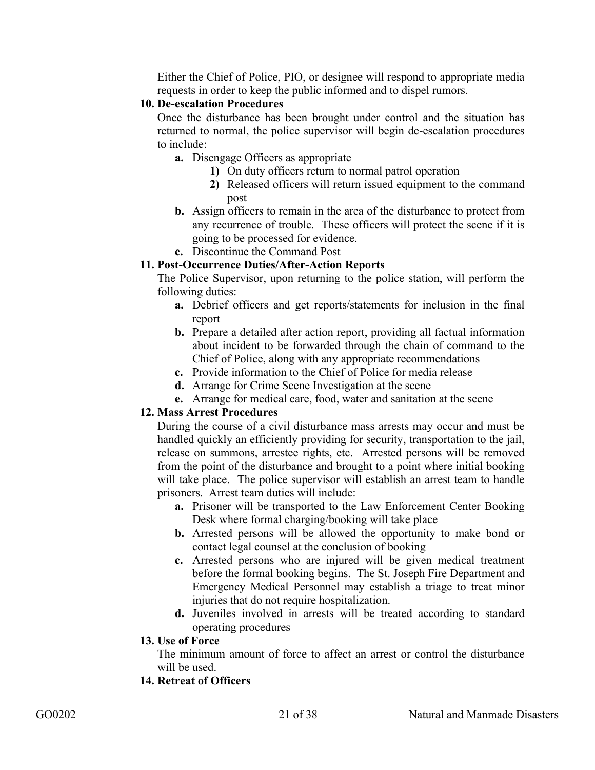Either the Chief of Police, PIO, or designee will respond to appropriate media requests in order to keep the public informed and to dispel rumors.

**10. De-escalation Procedures**

Once the disturbance has been brought under control and the situation has returned to normal, the police supervisor will begin de-escalation procedures to include:

- **a.** Disengage Officers as appropriate
  - **1)** On duty officers return to normal patrol operation
  - **2)** Released officers will return issued equipment to the command post
- **b.** Assign officers to remain in the area of the disturbance to protect from any recurrence of trouble. These officers will protect the scene if it is going to be processed for evidence.
- **c.** Discontinue the Command Post

**11. Post-Occurrence Duties/After-Action Reports**

The Police Supervisor, upon returning to the police station, will perform the following duties:

- **a.** Debrief officers and get reports/statements for inclusion in the final report
- **b.** Prepare a detailed after action report, providing all factual information about incident to be forwarded through the chain of command to the Chief of Police, along with any appropriate recommendations
- **c.** Provide information to the Chief of Police for media release
- **d.** Arrange for Crime Scene Investigation at the scene
- **e.** Arrange for medical care, food, water and sanitation at the scene

**12. Mass Arrest Procedures**

During the course of a civil disturbance mass arrests may occur and must be handled quickly an efficiently providing for security, transportation to the jail, release on summons, arrestee rights, etc. Arrested persons will be removed from the point of the disturbance and brought to a point where initial booking will take place. The police supervisor will establish an arrest team to handle prisoners. Arrest team duties will include:

- **a.** Prisoner will be transported to the Law Enforcement Center Booking Desk where formal charging/booking will take place
- **b.** Arrested persons will be allowed the opportunity to make bond or contact legal counsel at the conclusion of booking
- **c.** Arrested persons who are injured will be given medical treatment before the formal booking begins. The St. Joseph Fire Department and Emergency Medical Personnel may establish a triage to treat minor injuries that do not require hospitalization.
- **d.** Juveniles involved in arrests will be treated according to standard operating procedures

**13. Use of Force**

The minimum amount of force to affect an arrest or control the disturbance will be used.

**14. Retreat of Officers**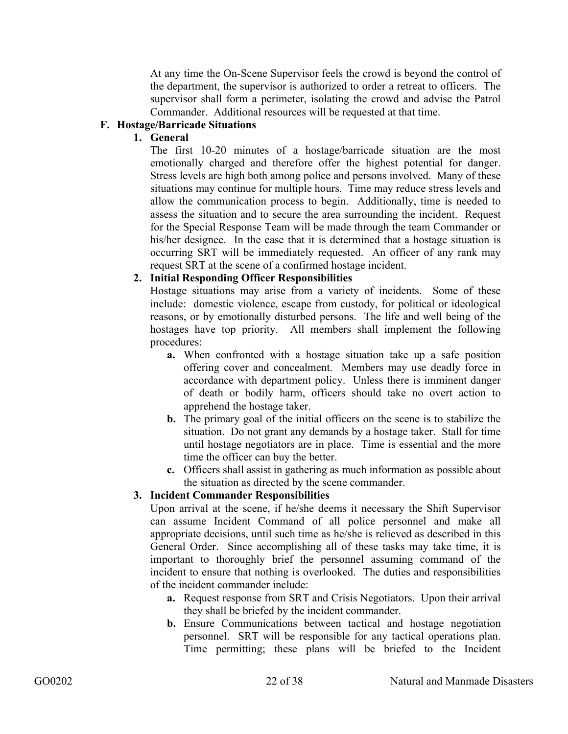At any time the On-Scene Supervisor feels the crowd is beyond the control of the department, the supervisor is authorized to order a retreat to officers. The supervisor shall form a perimeter, isolating the crowd and advise the Patrol Commander. Additional resources will be requested at that time.

### F. Hostage/Barricade Situations

#### 1. General

The first 10-20 minutes of a hostage/barricade situation are the most emotionally charged and therefore offer the highest potential for danger. Stress levels are high both among police and persons involved. Many of these situations may continue for multiple hours. Time may reduce stress levels and allow the communication process to begin. Additionally, time is needed to assess the situation and to secure the area surrounding the incident. Request for the Special Response Team will be made through the team Commander or his/her designee. In the case that it is determined that a hostage situation is occurring SRT will be immediately requested. An officer of any rank may request SRT at the scene of a confirmed hostage incident.

#### 2. Initial Responding Officer Responsibilities

Hostage situations may arise from a variety of incidents. Some of these include: domestic violence, escape from custody, for political or ideological reasons, or by emotionally disturbed persons. The life and well being of the hostages have top priority. All members shall implement the following procedures:

- **a.** When confronted with a hostage situation take up a safe position offering cover and concealment. Members may use deadly force in accordance with department policy. Unless there is imminent danger of death or bodily harm, officers should take no overt action to apprehend the hostage taker.
- **b.** The primary goal of the initial officers on the scene is to stabilize the situation. Do not grant any demands by a hostage taker. Stall for time until hostage negotiators are in place. Time is essential and the more time the officer can buy the better.
- **c.** Officers shall assist in gathering as much information as possible about the situation as directed by the scene commander.

#### 3. Incident Commander Responsibilities

Upon arrival at the scene, if he/she deems it necessary the Shift Supervisor can assume Incident Command of all police personnel and make all appropriate decisions, until such time as he/she is relieved as described in this General Order. Since accomplishing all of these tasks may take time, it is important to thoroughly brief the personnel assuming command of the incident to ensure that nothing is overlooked. The duties and responsibilities of the incident commander include:

- **a.** Request response from SRT and Crisis Negotiators. Upon their arrival they shall be briefed by the incident commander.
- **b.** Ensure Communications between tactical and hostage negotiation personnel. SRT will be responsible for any tactical operations plan. Time permitting; these plans will be briefed to the Incident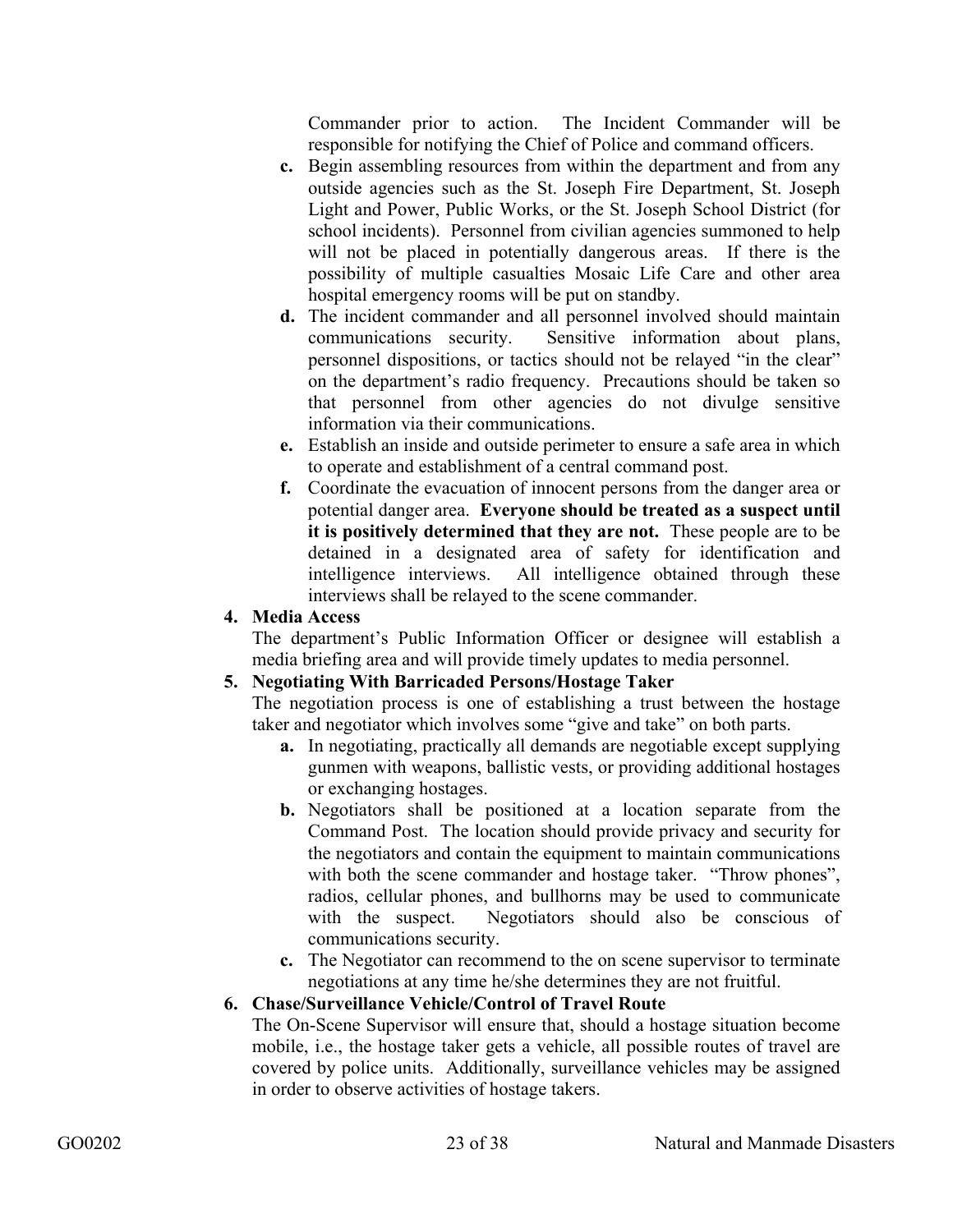Commander prior to action. The Incident Commander will be responsible for notifying the Chief of Police and command officers.

- **c.** Begin assembling resources from within the department and from any outside agencies such as the St. Joseph Fire Department, St. Joseph Light and Power, Public Works, or the St. Joseph School District (for school incidents). Personnel from civilian agencies summoned to help will not be placed in potentially dangerous areas. If there is the possibility of multiple casualties Mosaic Life Care and other area hospital emergency rooms will be put on standby.
- **d.** The incident commander and all personnel involved should maintain communications security. Sensitive information about plans, personnel dispositions, or tactics should not be relayed "in the clear" on the department's radio frequency. Precautions should be taken so that personnel from other agencies do not divulge sensitive information via their communications.
- **e.** Establish an inside and outside perimeter to ensure a safe area in which to operate and establishment of a central command post.
- **f.** Coordinate the evacuation of innocent persons from the danger area or potential danger area. **Everyone should be treated as a suspect until it is positively determined that they are not.** These people are to be detained in a designated area of safety for identification and intelligence interviews. All intelligence obtained through these interviews shall be relayed to the scene commander.

**4. Media Access**

The department's Public Information Officer or designee will establish a media briefing area and will provide timely updates to media personnel.

**5. Negotiating With Barricaded Persons/Hostage Taker**

The negotiation process is one of establishing a trust between the hostage taker and negotiator which involves some "give and take" on both parts.

- **a.** In negotiating, practically all demands are negotiable except supplying gunmen with weapons, ballistic vests, or providing additional hostages or exchanging hostages.
- **b.** Negotiators shall be positioned at a location separate from the Command Post. The location should provide privacy and security for the negotiators and contain the equipment to maintain communications with both the scene commander and hostage taker. "Throw phones", radios, cellular phones, and bullhorns may be used to communicate with the suspect. Negotiators should also be conscious of communications security.
- **c.** The Negotiator can recommend to the on scene supervisor to terminate negotiations at any time he/she determines they are not fruitful.

**6. Chase/Surveillance Vehicle/Control of Travel Route**

The On-Scene Supervisor will ensure that, should a hostage situation become mobile, i.e., the hostage taker gets a vehicle, all possible routes of travel are covered by police units. Additionally, surveillance vehicles may be assigned in order to observe activities of hostage takers.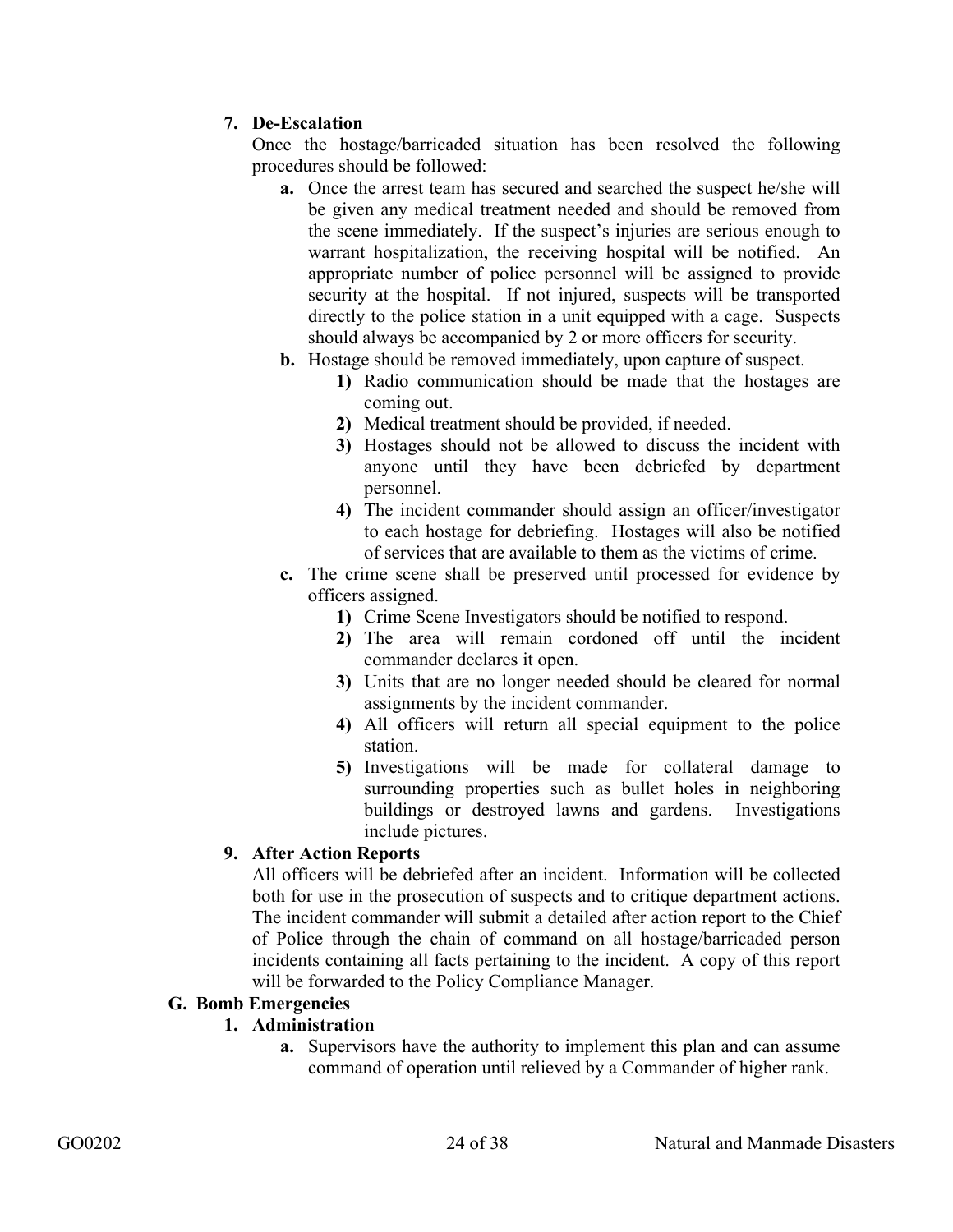**7. De-Escalation**

Once the hostage/barricaded situation has been resolved the following procedures should be followed:

- **a.** Once the arrest team has secured and searched the suspect he/she will be given any medical treatment needed and should be removed from the scene immediately. If the suspect's injuries are serious enough to warrant hospitalization, the receiving hospital will be notified. An appropriate number of police personnel will be assigned to provide security at the hospital. If not injured, suspects will be transported directly to the police station in a unit equipped with a cage. Suspects should always be accompanied by 2 or more officers for security.
- **b.** Hostage should be removed immediately, upon capture of suspect.
  - **1)** Radio communication should be made that the hostages are coming out.
  - **2)** Medical treatment should be provided, if needed.
  - **3)** Hostages should not be allowed to discuss the incident with anyone until they have been debriefed by department personnel.
  - **4)** The incident commander should assign an officer/investigator to each hostage for debriefing. Hostages will also be notified of services that are available to them as the victims of crime.
- **c.** The crime scene shall be preserved until processed for evidence by officers assigned.
  - **1)** Crime Scene Investigators should be notified to respond.
  - **2)** The area will remain cordoned off until the incident commander declares it open.
  - **3)** Units that are no longer needed should be cleared for normal assignments by the incident commander.
  - **4)** All officers will return all special equipment to the police station.
  - **5)** Investigations will be made for collateral damage to surrounding properties such as bullet holes in neighboring buildings or destroyed lawns and gardens. Investigations include pictures.

**9. After Action Reports**

All officers will be debriefed after an incident. Information will be collected both for use in the prosecution of suspects and to critique department actions. The incident commander will submit a detailed after action report to the Chief of Police through the chain of command on all hostage/barricaded person incidents containing all facts pertaining to the incident. A copy of this report will be forwarded to the Policy Compliance Manager.

**G. Bomb Emergencies**

**1. Administration**

- **a.** Supervisors have the authority to implement this plan and can assume command of operation until relieved by a Commander of higher rank.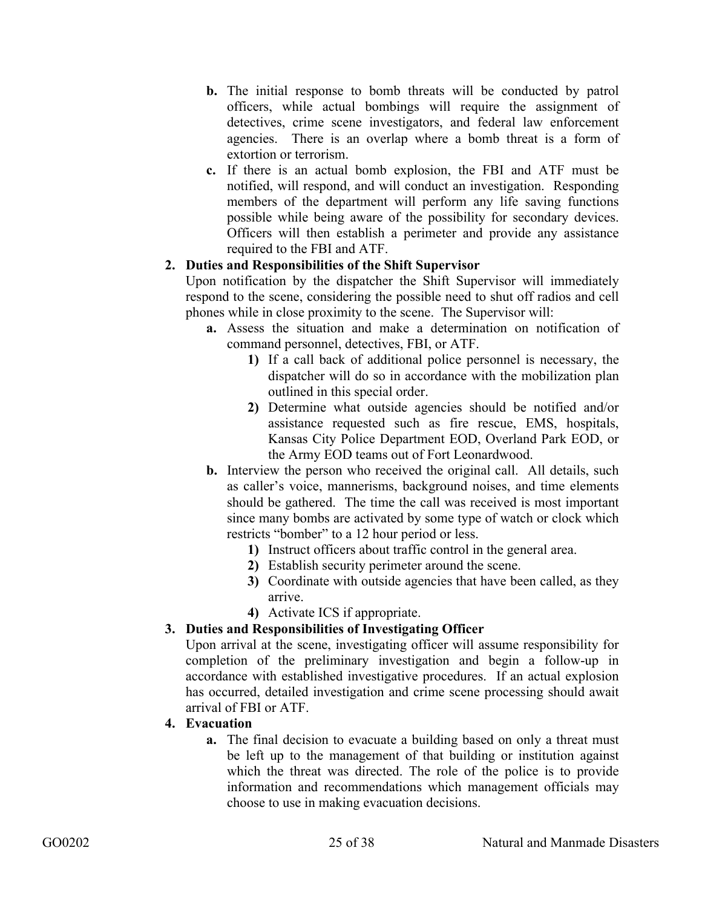b. The initial response to bomb threats will be conducted by patrol officers, while actual bombings will require the assignment of detectives, crime scene investigators, and federal law enforcement agencies. There is an overlap where a bomb threat is a form of extortion or terrorism.

c. If there is an actual bomb explosion, the FBI and ATF must be notified, will respond, and will conduct an investigation. Responding members of the department will perform any life saving functions possible while being aware of the possibility for secondary devices. Officers will then establish a perimeter and provide any assistance required to the FBI and ATF.

**2. Duties and Responsibilities of the Shift Supervisor**

Upon notification by the dispatcher the Shift Supervisor will immediately respond to the scene, considering the possible need to shut off radios and cell phones while in close proximity to the scene. The Supervisor will:

- **a.** Assess the situation and make a determination on notification of command personnel, detectives, FBI, or ATF.
  - **1)** If a call back of additional police personnel is necessary, the dispatcher will do so in accordance with the mobilization plan outlined in this special order.
  - **2)** Determine what outside agencies should be notified and/or assistance requested such as fire rescue, EMS, hospitals, Kansas City Police Department EOD, Overland Park EOD, or the Army EOD teams out of Fort Leonardwood.
- **b.** Interview the person who received the original call. All details, such as caller's voice, mannerisms, background noises, and time elements should be gathered. The time the call was received is most important since many bombs are activated by some type of watch or clock which restricts "bomber" to a 12 hour period or less.
  - **1)** Instruct officers about traffic control in the general area.
  - **2)** Establish security perimeter around the scene.
  - **3)** Coordinate with outside agencies that have been called, as they arrive.
  - **4)** Activate ICS if appropriate.

**3. Duties and Responsibilities of Investigating Officer**

Upon arrival at the scene, investigating officer will assume responsibility for completion of the preliminary investigation and begin a follow-up in accordance with established investigative procedures. If an actual explosion has occurred, detailed investigation and crime scene processing should await arrival of FBI or ATF.

**4. Evacuation**

- **a.** The final decision to evacuate a building based on only a threat must be left up to the management of that building or institution against which the threat was directed. The role of the police is to provide information and recommendations which management officials may choose to use in making evacuation decisions.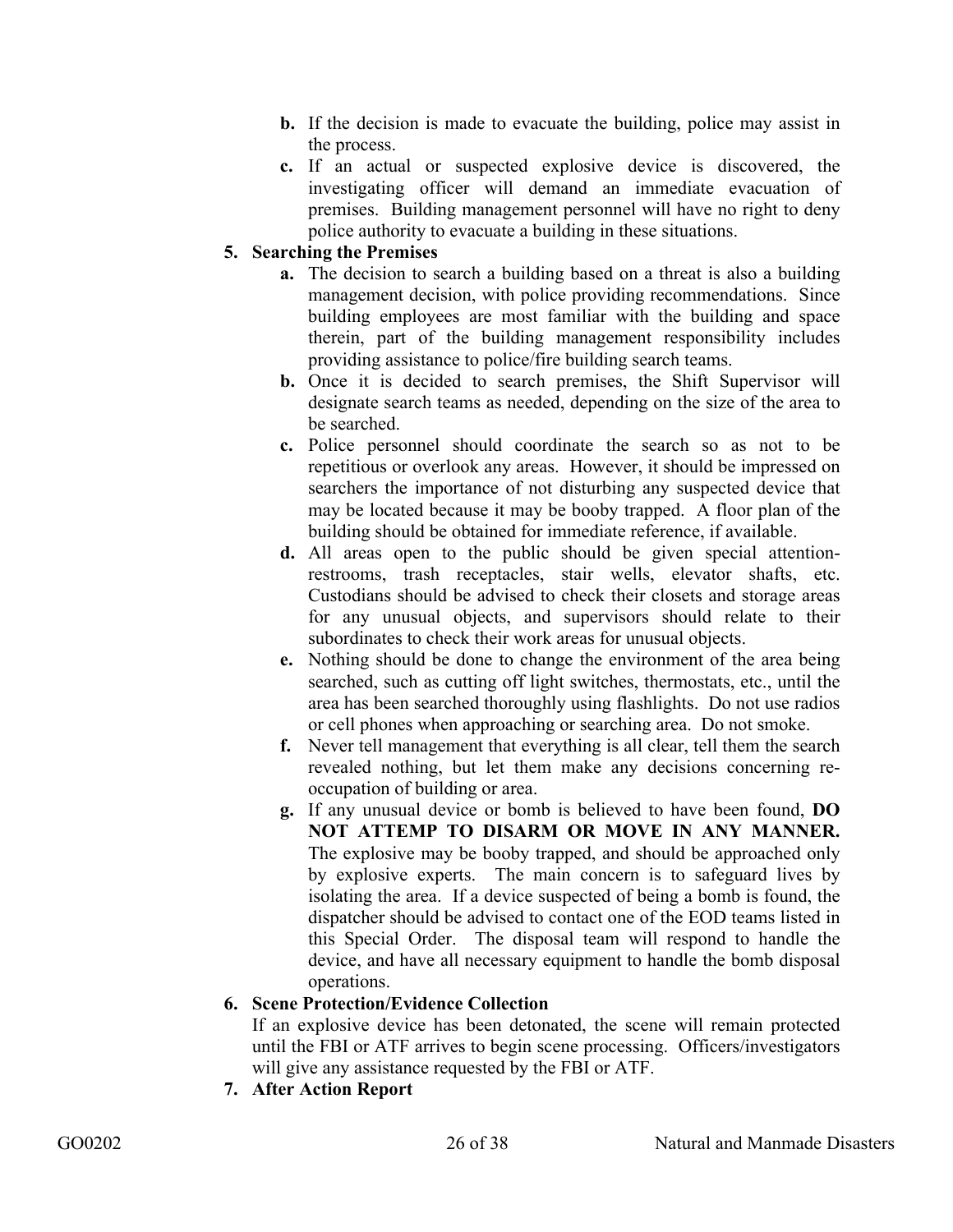b. If the decision is made to evacuate the building, police may assist in the process.

c. If an actual or suspected explosive device is discovered, the investigating officer will demand an immediate evacuation of premises. Building management personnel will have no right to deny police authority to evacuate a building in these situations.

**5. Searching the Premises**

a. The decision to search a building based on a threat is also a building management decision, with police providing recommendations. Since building employees are most familiar with the building and space therein, part of the building management responsibility includes providing assistance to police/fire building search teams.

b. Once it is decided to search premises, the Shift Supervisor will designate search teams as needed, depending on the size of the area to be searched.

c. Police personnel should coordinate the search so as not to be repetitious or overlook any areas. However, it should be impressed on searchers the importance of not disturbing any suspected device that may be located because it may be booby trapped. A floor plan of the building should be obtained for immediate reference, if available.

d. All areas open to the public should be given special attention-restrooms, trash receptacles, stair wells, elevator shafts, etc. Custodians should be advised to check their closets and storage areas for any unusual objects, and supervisors should relate to their subordinates to check their work areas for unusual objects.

e. Nothing should be done to change the environment of the area being searched, such as cutting off light switches, thermostats, etc., until the area has been searched thoroughly using flashlights. Do not use radios or cell phones when approaching or searching area. Do not smoke.

f. Never tell management that everything is all clear, tell them the search revealed nothing, but let them make any decisions concerning re-occupation of building or area.

g. If any unusual device or bomb is believed to have been found, **DO NOT ATTEMP TO DISARM OR MOVE IN ANY MANNER.** The explosive may be booby trapped, and should be approached only by explosive experts. The main concern is to safeguard lives by isolating the area. If a device suspected of being a bomb is found, the dispatcher should be advised to contact one of the EOD teams listed in this Special Order. The disposal team will respond to handle the device, and have all necessary equipment to handle the bomb disposal operations.

**6. Scene Protection/Evidence Collection**

If an explosive device has been detonated, the scene will remain protected until the FBI or ATF arrives to begin scene processing. Officers/investigators will give any assistance requested by the FBI or ATF.

**7. After Action Report**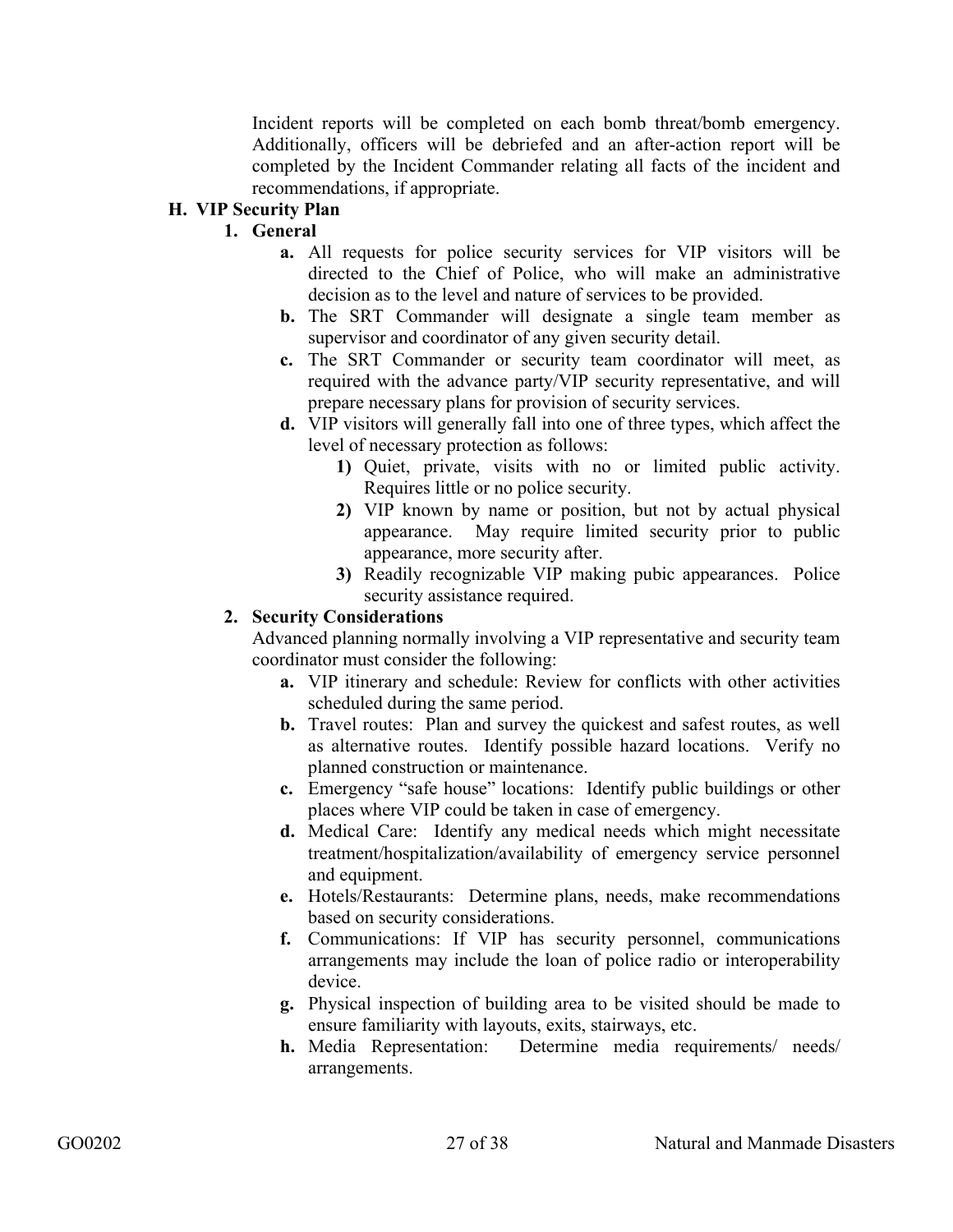Incident reports will be completed on each bomb threat/bomb emergency. Additionally, officers will be debriefed and an after-action report will be completed by the Incident Commander relating all facts of the incident and recommendations, if appropriate.

### H. VIP Security Plan

#### 1. General

- **a.** All requests for police security services for VIP visitors will be directed to the Chief of Police, who will make an administrative decision as to the level and nature of services to be provided.
- **b.** The SRT Commander will designate a single team member as supervisor and coordinator of any given security detail.
- **c.** The SRT Commander or security team coordinator will meet, as required with the advance party/VIP security representative, and will prepare necessary plans for provision of security services.
- **d.** VIP visitors will generally fall into one of three types, which affect the level of necessary protection as follows:
  - **1)** Quiet, private, visits with no or limited public activity. Requires little or no police security.
  - **2)** VIP known by name or position, but not by actual physical appearance. May require limited security prior to public appearance, more security after.
  - **3)** Readily recognizable VIP making pubic appearances. Police security assistance required.

#### 2. Security Considerations

Advanced planning normally involving a VIP representative and security team coordinator must consider the following:

- **a.** VIP itinerary and schedule: Review for conflicts with other activities scheduled during the same period.
- **b.** Travel routes: Plan and survey the quickest and safest routes, as well as alternative routes. Identify possible hazard locations. Verify no planned construction or maintenance.
- **c.** Emergency "safe house" locations: Identify public buildings or other places where VIP could be taken in case of emergency.
- **d.** Medical Care: Identify any medical needs which might necessitate treatment/hospitalization/availability of emergency service personnel and equipment.
- **e.** Hotels/Restaurants: Determine plans, needs, make recommendations based on security considerations.
- **f.** Communications: If VIP has security personnel, communications arrangements may include the loan of police radio or interoperability device.
- **g.** Physical inspection of building area to be visited should be made to ensure familiarity with layouts, exits, stairways, etc.
- **h.** Media Representation: Determine media requirements/ needs/ arrangements.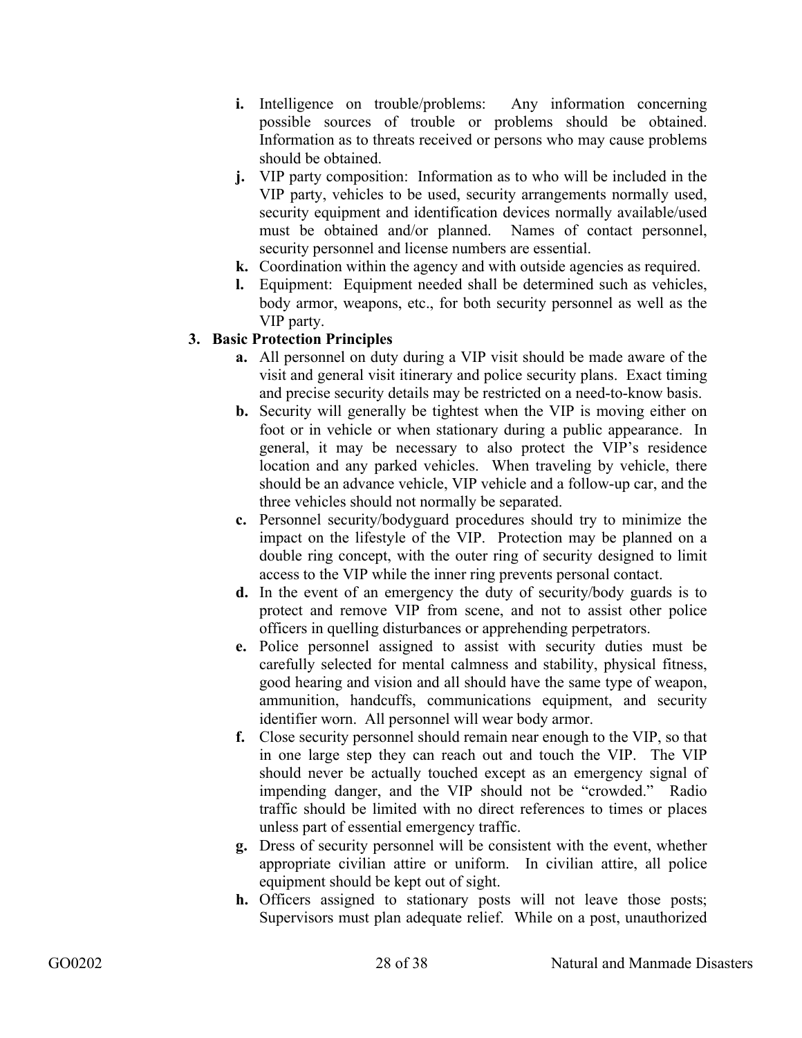- **i.** Intelligence on trouble/problems: Any information concerning possible sources of trouble or problems should be obtained. Information as to threats received or persons who may cause problems should be obtained.
- **j.** VIP party composition: Information as to who will be included in the VIP party, vehicles to be used, security arrangements normally used, security equipment and identification devices normally available/used must be obtained and/or planned. Names of contact personnel, security personnel and license numbers are essential.
- **k.** Coordination within the agency and with outside agencies as required.
- **l.** Equipment: Equipment needed shall be determined such as vehicles, body armor, weapons, etc., for both security personnel as well as the VIP party.

**3. Basic Protection Principles**

- **a.** All personnel on duty during a VIP visit should be made aware of the visit and general visit itinerary and police security plans. Exact timing and precise security details may be restricted on a need-to-know basis.
- **b.** Security will generally be tightest when the VIP is moving either on foot or in vehicle or when stationary during a public appearance. In general, it may be necessary to also protect the VIP's residence location and any parked vehicles. When traveling by vehicle, there should be an advance vehicle, VIP vehicle and a follow-up car, and the three vehicles should not normally be separated.
- **c.** Personnel security/bodyguard procedures should try to minimize the impact on the lifestyle of the VIP. Protection may be planned on a double ring concept, with the outer ring of security designed to limit access to the VIP while the inner ring prevents personal contact.
- **d.** In the event of an emergency the duty of security/body guards is to protect and remove VIP from scene, and not to assist other police officers in quelling disturbances or apprehending perpetrators.
- **e.** Police personnel assigned to assist with security duties must be carefully selected for mental calmness and stability, physical fitness, good hearing and vision and all should have the same type of weapon, ammunition, handcuffs, communications equipment, and security identifier worn. All personnel will wear body armor.
- **f.** Close security personnel should remain near enough to the VIP, so that in one large step they can reach out and touch the VIP. The VIP should never be actually touched except as an emergency signal of impending danger, and the VIP should not be "crowded." Radio traffic should be limited with no direct references to times or places unless part of essential emergency traffic.
- **g.** Dress of security personnel will be consistent with the event, whether appropriate civilian attire or uniform. In civilian attire, all police equipment should be kept out of sight.
- **h.** Officers assigned to stationary posts will not leave those posts; Supervisors must plan adequate relief. While on a post, unauthorized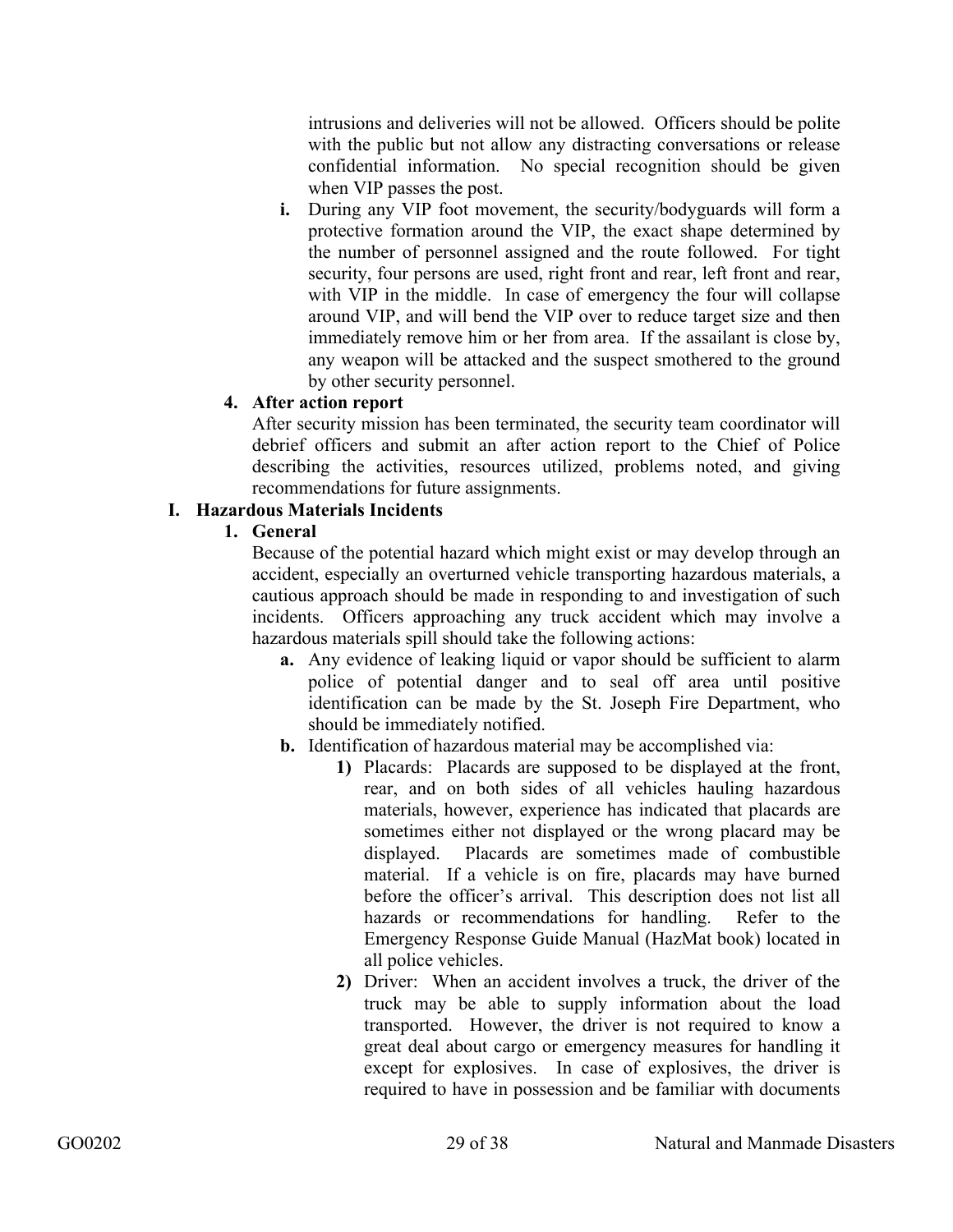intrusions and deliveries will not be allowed. Officers should be polite with the public but not allow any distracting conversations or release confidential information. No special recognition should be given when VIP passes the post.

- **i.** During any VIP foot movement, the security/bodyguards will form a protective formation around the VIP, the exact shape determined by the number of personnel assigned and the route followed. For tight security, four persons are used, right front and rear, left front and rear, with VIP in the middle. In case of emergency the four will collapse around VIP, and will bend the VIP over to reduce target size and then immediately remove him or her from area. If the assailant is close by, any weapon will be attacked and the suspect smothered to the ground by other security personnel.

**4. After action report**

After security mission has been terminated, the security team coordinator will debrief officers and submit an after action report to the Chief of Police describing the activities, resources utilized, problems noted, and giving recommendations for future assignments.

## I. Hazardous Materials Incidents

**1. General**

Because of the potential hazard which might exist or may develop through an accident, especially an overturned vehicle transporting hazardous materials, a cautious approach should be made in responding to and investigation of such incidents. Officers approaching any truck accident which may involve a hazardous materials spill should take the following actions:

- **a.** Any evidence of leaking liquid or vapor should be sufficient to alarm police of potential danger and to seal off area until positive identification can be made by the St. Joseph Fire Department, who should be immediately notified.
- **b.** Identification of hazardous material may be accomplished via:
  - **1)** Placards: Placards are supposed to be displayed at the front, rear, and on both sides of all vehicles hauling hazardous materials, however, experience has indicated that placards are sometimes either not displayed or the wrong placard may be displayed. Placards are sometimes made of combustible material. If a vehicle is on fire, placards may have burned before the officer's arrival. This description does not list all hazards or recommendations for handling. Refer to the Emergency Response Guide Manual (HazMat book) located in all police vehicles.
  - **2)** Driver: When an accident involves a truck, the driver of the truck may be able to supply information about the load transported. However, the driver is not required to know a great deal about cargo or emergency measures for handling it except for explosives. In case of explosives, the driver is required to have in possession and be familiar with documents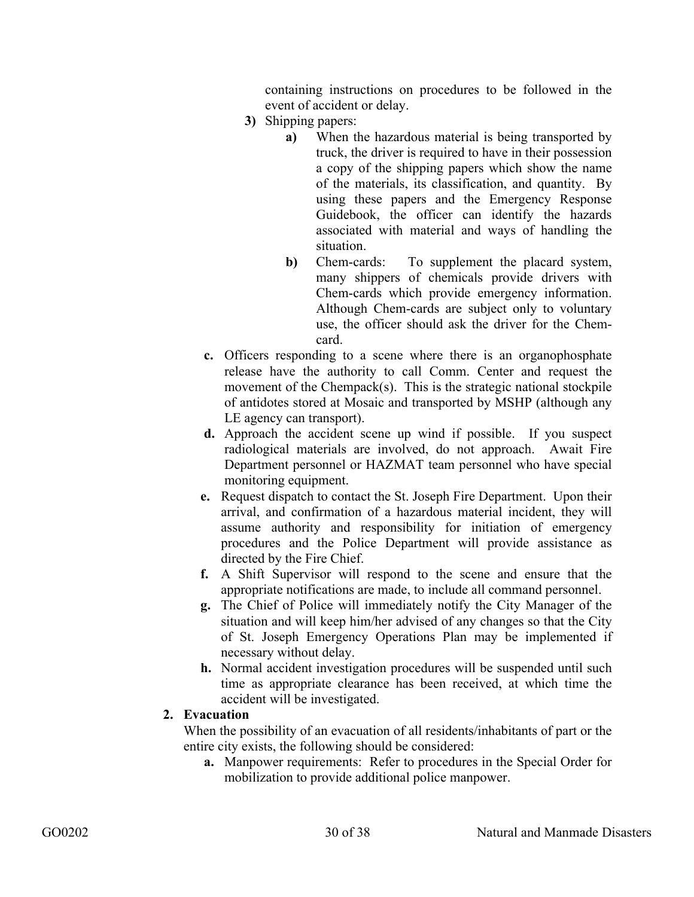containing instructions on procedures to be followed in the event of accident or delay.

3) Shipping papers:

   a) When the hazardous material is being transported by truck, the driver is required to have in their possession a copy of the shipping papers which show the name of the materials, its classification, and quantity. By using these papers and the Emergency Response Guidebook, the officer can identify the hazards associated with material and ways of handling the situation.

   b) Chem-cards: To supplement the placard system, many shippers of chemicals provide drivers with Chem-cards which provide emergency information. Although Chem-cards are subject only to voluntary use, the officer should ask the driver for the Chem-card.

c. Officers responding to a scene where there is an organophosphate release have the authority to call Comm. Center and request the movement of the Chempack(s). This is the strategic national stockpile of antidotes stored at Mosaic and transported by MSHP (although any LE agency can transport).

d. Approach the accident scene up wind if possible. If you suspect radiological materials are involved, do not approach. Await Fire Department personnel or HAZMAT team personnel who have special monitoring equipment.

e. Request dispatch to contact the St. Joseph Fire Department. Upon their arrival, and confirmation of a hazardous material incident, they will assume authority and responsibility for initiation of emergency procedures and the Police Department will provide assistance as directed by the Fire Chief.

f. A Shift Supervisor will respond to the scene and ensure that the appropriate notifications are made, to include all command personnel.

g. The Chief of Police will immediately notify the City Manager of the situation and will keep him/her advised of any changes so that the City of St. Joseph Emergency Operations Plan may be implemented if necessary without delay.

h. Normal accident investigation procedures will be suspended until such time as appropriate clearance has been received, at which time the accident will be investigated.

**2. Evacuation**

When the possibility of an evacuation of all residents/inhabitants of part or the entire city exists, the following should be considered:

a. Manpower requirements: Refer to procedures in the Special Order for mobilization to provide additional police manpower.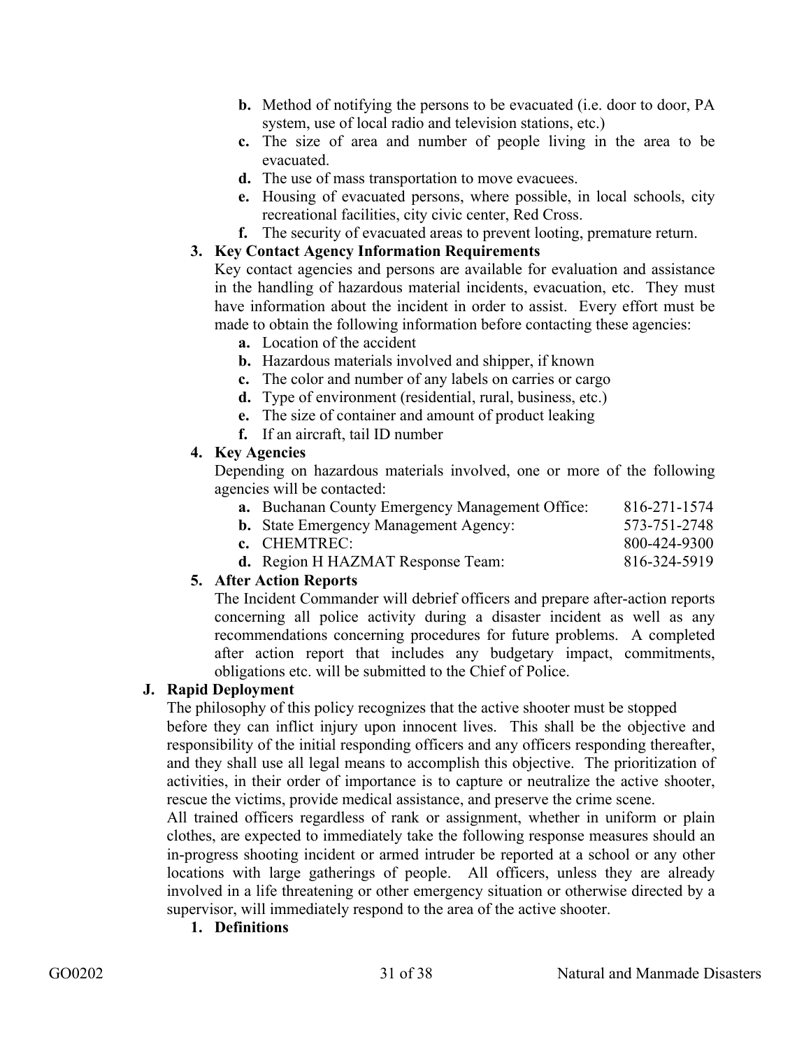- **b.** Method of notifying the persons to be evacuated (i.e. door to door, PA system, use of local radio and television stations, etc.)
- **c.** The size of area and number of people living in the area to be evacuated.
- **d.** The use of mass transportation to move evacuees.
- **e.** Housing of evacuated persons, where possible, in local schools, city recreational facilities, city civic center, Red Cross.
- **f.** The security of evacuated areas to prevent looting, premature return.

**3. Key Contact Agency Information Requirements**

Key contact agencies and persons are available for evaluation and assistance in the handling of hazardous material incidents, evacuation, etc. They must have information about the incident in order to assist. Every effort must be made to obtain the following information before contacting these agencies:

- **a.** Location of the accident
- **b.** Hazardous materials involved and shipper, if known
- **c.** The color and number of any labels on carries or cargo
- **d.** Type of environment (residential, rural, business, etc.)
- **e.** The size of container and amount of product leaking
- **f.** If an aircraft, tail ID number

**4. Key Agencies**

Depending on hazardous materials involved, one or more of the following agencies will be contacted:

- **a.** Buchanan County Emergency Management Office: 816-271-1574
- **b.** State Emergency Management Agency: 573-751-2748
- **c.** CHEMTREC: 800-424-9300
- **d.** Region H HAZMAT Response Team: 816-324-5919

**5. After Action Reports**

The Incident Commander will debrief officers and prepare after-action reports concerning all police activity during a disaster incident as well as any recommendations concerning procedures for future problems. A completed after action report that includes any budgetary impact, commitments, obligations etc. will be submitted to the Chief of Police.

## J. Rapid Deployment

The philosophy of this policy recognizes that the active shooter must be stopped before they can inflict injury upon innocent lives. This shall be the objective and responsibility of the initial responding officers and any officers responding thereafter, and they shall use all legal means to accomplish this objective. The prioritization of activities, in their order of importance is to capture or neutralize the active shooter, rescue the victims, provide medical assistance, and preserve the crime scene.

All trained officers regardless of rank or assignment, whether in uniform or plain clothes, are expected to immediately take the following response measures should an in-progress shooting incident or armed intruder be reported at a school or any other locations with large gatherings of people. All officers, unless they are already involved in a life threatening or other emergency situation or otherwise directed by a supervisor, will immediately respond to the area of the active shooter.

**1. Definitions**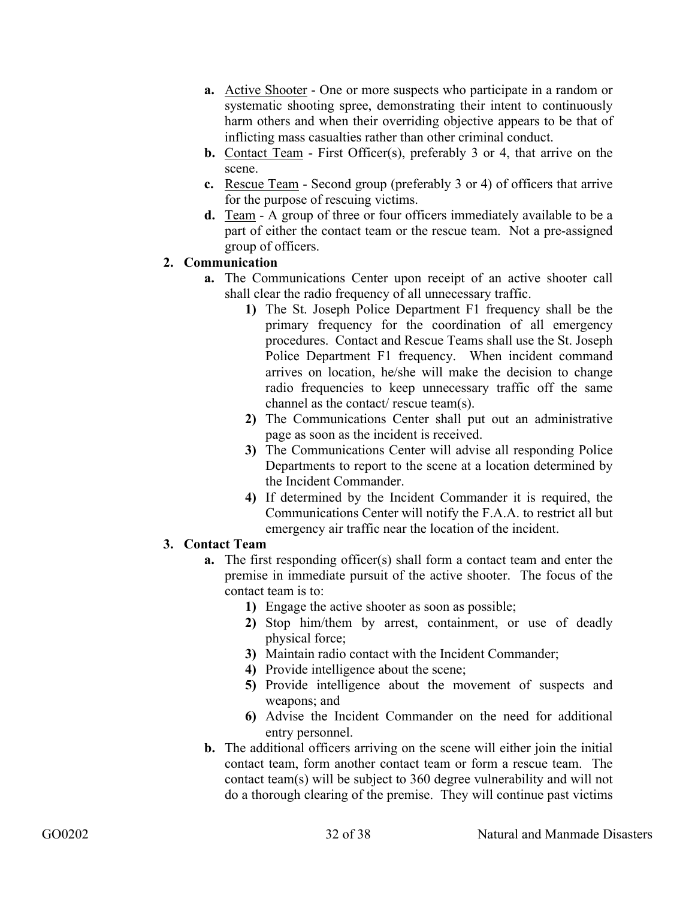- **a.** Active Shooter - One or more suspects who participate in a random or systematic shooting spree, demonstrating their intent to continuously harm others and when their overriding objective appears to be that of inflicting mass casualties rather than other criminal conduct.
- **b.** Contact Team - First Officer(s), preferably 3 or 4, that arrive on the scene.
- **c.** Rescue Team - Second group (preferably 3 or 4) of officers that arrive for the purpose of rescuing victims.
- **d.** Team - A group of three or four officers immediately available to be a part of either the contact team or the rescue team. Not a pre-assigned group of officers.

**2. Communication**

- **a.** The Communications Center upon receipt of an active shooter call shall clear the radio frequency of all unnecessary traffic.
  - **1)** The St. Joseph Police Department F1 frequency shall be the primary frequency for the coordination of all emergency procedures. Contact and Rescue Teams shall use the St. Joseph Police Department F1 frequency. When incident command arrives on location, he/she will make the decision to change radio frequencies to keep unnecessary traffic off the same channel as the contact/ rescue team(s).
  - **2)** The Communications Center shall put out an administrative page as soon as the incident is received.
  - **3)** The Communications Center will advise all responding Police Departments to report to the scene at a location determined by the Incident Commander.
  - **4)** If determined by the Incident Commander it is required, the Communications Center will notify the F.A.A. to restrict all but emergency air traffic near the location of the incident.

**3. Contact Team**

- **a.** The first responding officer(s) shall form a contact team and enter the premise in immediate pursuit of the active shooter. The focus of the contact team is to:
  - **1)** Engage the active shooter as soon as possible;
  - **2)** Stop him/them by arrest, containment, or use of deadly physical force;
  - **3)** Maintain radio contact with the Incident Commander;
  - **4)** Provide intelligence about the scene;
  - **5)** Provide intelligence about the movement of suspects and weapons; and
  - **6)** Advise the Incident Commander on the need for additional entry personnel.
- **b.** The additional officers arriving on the scene will either join the initial contact team, form another contact team or form a rescue team. The contact team(s) will be subject to 360 degree vulnerability and will not do a thorough clearing of the premise. They will continue past victims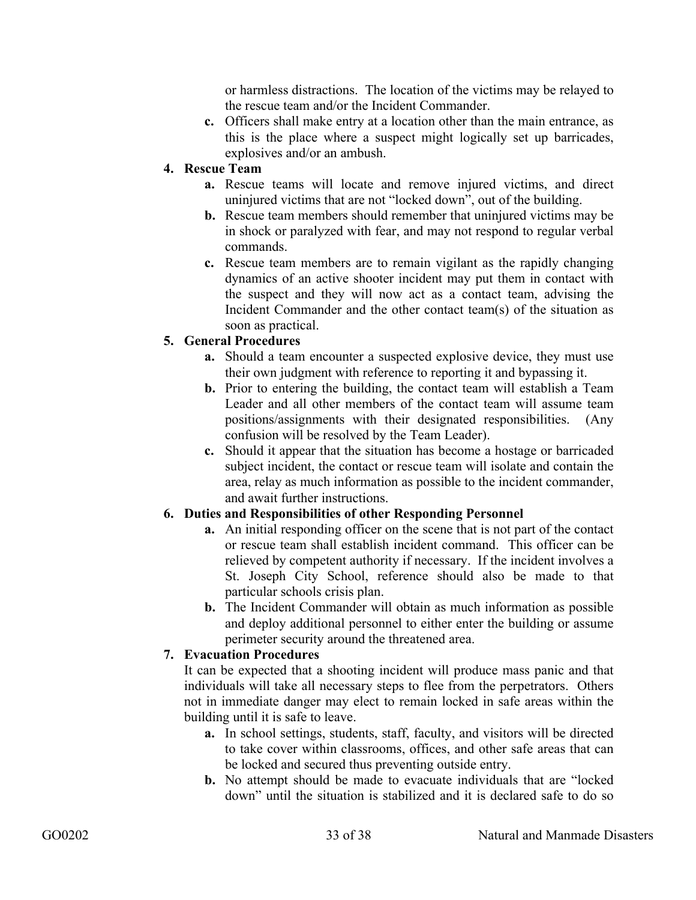or harmless distractions. The location of the victims may be relayed to the rescue team and/or the Incident Commander.

   c. Officers shall make entry at a location other than the main entrance, as this is the place where a suspect might logically set up barricades, explosives and/or an ambush.

4. **Rescue Team**
   - **a.** Rescue teams will locate and remove injured victims, and direct uninjured victims that are not "locked down", out of the building.
   - **b.** Rescue team members should remember that uninjured victims may be in shock or paralyzed with fear, and may not respond to regular verbal commands.
   - **c.** Rescue team members are to remain vigilant as the rapidly changing dynamics of an active shooter incident may put them in contact with the suspect and they will now act as a contact team, advising the Incident Commander and the other contact team(s) of the situation as soon as practical.

5. **General Procedures**
   - **a.** Should a team encounter a suspected explosive device, they must use their own judgment with reference to reporting it and bypassing it.
   - **b.** Prior to entering the building, the contact team will establish a Team Leader and all other members of the contact team will assume team positions/assignments with their designated responsibilities. (Any confusion will be resolved by the Team Leader).
   - **c.** Should it appear that the situation has become a hostage or barricaded subject incident, the contact or rescue team will isolate and contain the area, relay as much information as possible to the incident commander, and await further instructions.

6. **Duties and Responsibilities of other Responding Personnel**
   - **a.** An initial responding officer on the scene that is not part of the contact or rescue team shall establish incident command. This officer can be relieved by competent authority if necessary. If the incident involves a St. Joseph City School, reference should also be made to that particular schools crisis plan.
   - **b.** The Incident Commander will obtain as much information as possible and deploy additional personnel to either enter the building or assume perimeter security around the threatened area.

7. **Evacuation Procedures**

   It can be expected that a shooting incident will produce mass panic and that individuals will take all necessary steps to flee from the perpetrators. Others not in immediate danger may elect to remain locked in safe areas within the building until it is safe to leave.

   - **a.** In school settings, students, staff, faculty, and visitors will be directed to take cover within classrooms, offices, and other safe areas that can be locked and secured thus preventing outside entry.
   - **b.** No attempt should be made to evacuate individuals that are "locked down" until the situation is stabilized and it is declared safe to do so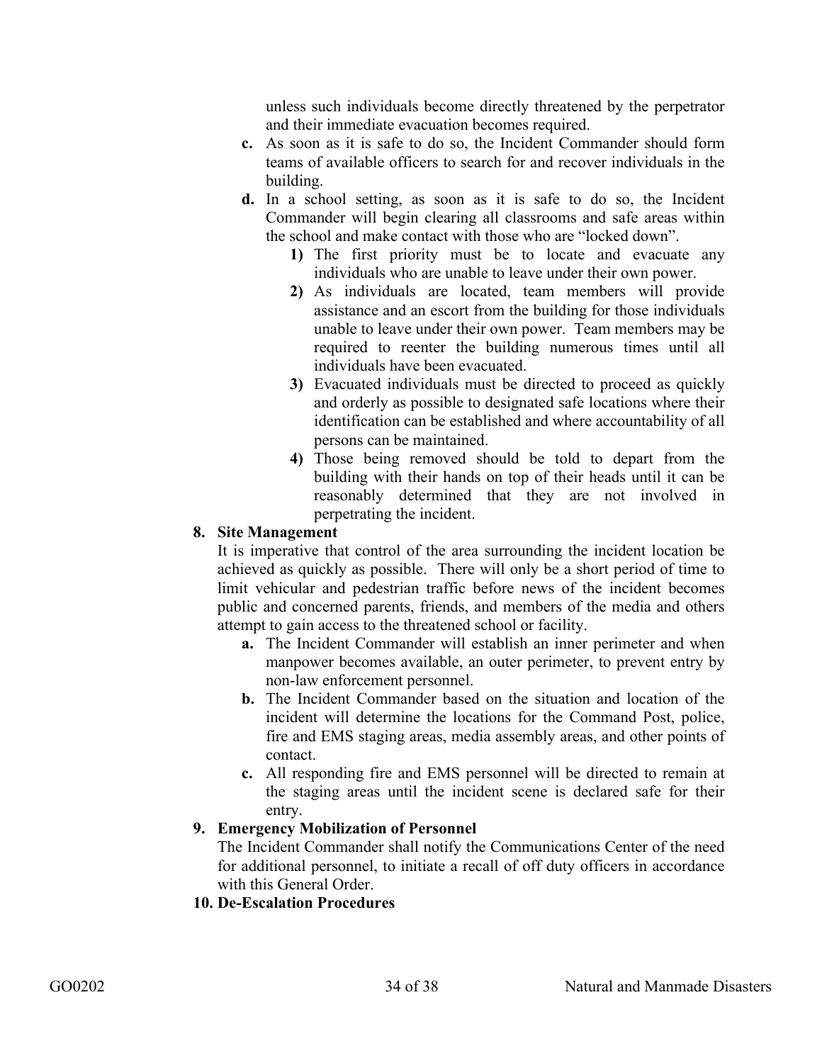unless such individuals become directly threatened by the perpetrator and their immediate evacuation becomes required.

**c.** As soon as it is safe to do so, the Incident Commander should form teams of available officers to search for and recover individuals in the building.

**d.** In a school setting, as soon as it is safe to do so, the Incident Commander will begin clearing all classrooms and safe areas within the school and make contact with those who are "locked down".

**1)** The first priority must be to locate and evacuate any individuals who are unable to leave under their own power.

**2)** As individuals are located, team members will provide assistance and an escort from the building for those individuals unable to leave under their own power. Team members may be required to reenter the building numerous times until all individuals have been evacuated.

**3)** Evacuated individuals must be directed to proceed as quickly and orderly as possible to designated safe locations where their identification can be established and where accountability of all persons can be maintained.

**4)** Those being removed should be told to depart from the building with their hands on top of their heads until it can be reasonably determined that they are not involved in perpetrating the incident.

**8. Site Management**

It is imperative that control of the area surrounding the incident location be achieved as quickly as possible. There will only be a short period of time to limit vehicular and pedestrian traffic before news of the incident becomes public and concerned parents, friends, and members of the media and others attempt to gain access to the threatened school or facility.

**a.** The Incident Commander will establish an inner perimeter and when manpower becomes available, an outer perimeter, to prevent entry by non-law enforcement personnel.

**b.** The Incident Commander based on the situation and location of the incident will determine the locations for the Command Post, police, fire and EMS staging areas, media assembly areas, and other points of contact.

**c.** All responding fire and EMS personnel will be directed to remain at the staging areas until the incident scene is declared safe for their entry.

**9. Emergency Mobilization of Personnel**

The Incident Commander shall notify the Communications Center of the need for additional personnel, to initiate a recall of off duty officers in accordance with this General Order.

**10. De-Escalation Procedures**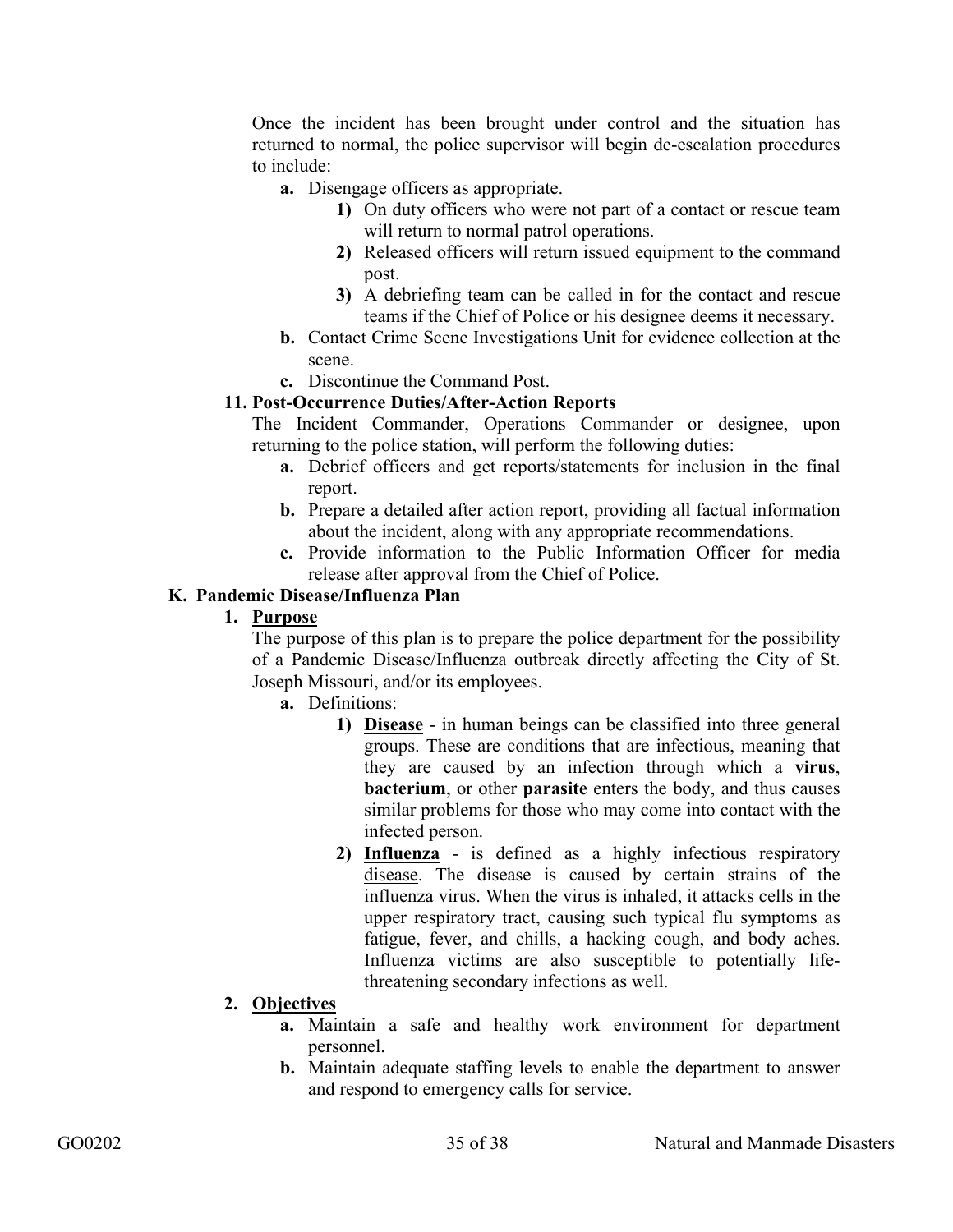Once the incident has been brought under control and the situation has returned to normal, the police supervisor will begin de-escalation procedures to include:

- **a.** Disengage officers as appropriate.
  - **1)** On duty officers who were not part of a contact or rescue team will return to normal patrol operations.
  - **2)** Released officers will return issued equipment to the command post.
  - **3)** A debriefing team can be called in for the contact and rescue teams if the Chief of Police or his designee deems it necessary.
- **b.** Contact Crime Scene Investigations Unit for evidence collection at the scene.
- **c.** Discontinue the Command Post.

**11. Post-Occurrence Duties/After-Action Reports**

The Incident Commander, Operations Commander or designee, upon returning to the police station, will perform the following duties:

- **a.** Debrief officers and get reports/statements for inclusion in the final report.
- **b.** Prepare a detailed after action report, providing all factual information about the incident, along with any appropriate recommendations.
- **c.** Provide information to the Public Information Officer for media release after approval from the Chief of Police.

## K. Pandemic Disease/Influenza Plan

**1. <u>Purpose</u>**

The purpose of this plan is to prepare the police department for the possibility of a Pandemic Disease/Influenza outbreak directly affecting the City of St. Joseph Missouri, and/or its employees.

- **a.** Definitions:
  - **1) <u>Disease</u>** - in human beings can be classified into three general groups. These are conditions that are infectious, meaning that they are caused by an infection through which a **virus**, **bacterium**, or other **parasite** enters the body, and thus causes similar problems for those who may come into contact with the infected person.
  - **2) <u>Influenza</u>** - is defined as a <u>highly infectious respiratory disease</u>. The disease is caused by certain strains of the influenza virus. When the virus is inhaled, it attacks cells in the upper respiratory tract, causing such typical flu symptoms as fatigue, fever, and chills, a hacking cough, and body aches. Influenza victims are also susceptible to potentially life-threatening secondary infections as well.

**2. <u>Objectives</u>**

- **a.** Maintain a safe and healthy work environment for department personnel.
- **b.** Maintain adequate staffing levels to enable the department to answer and respond to emergency calls for service.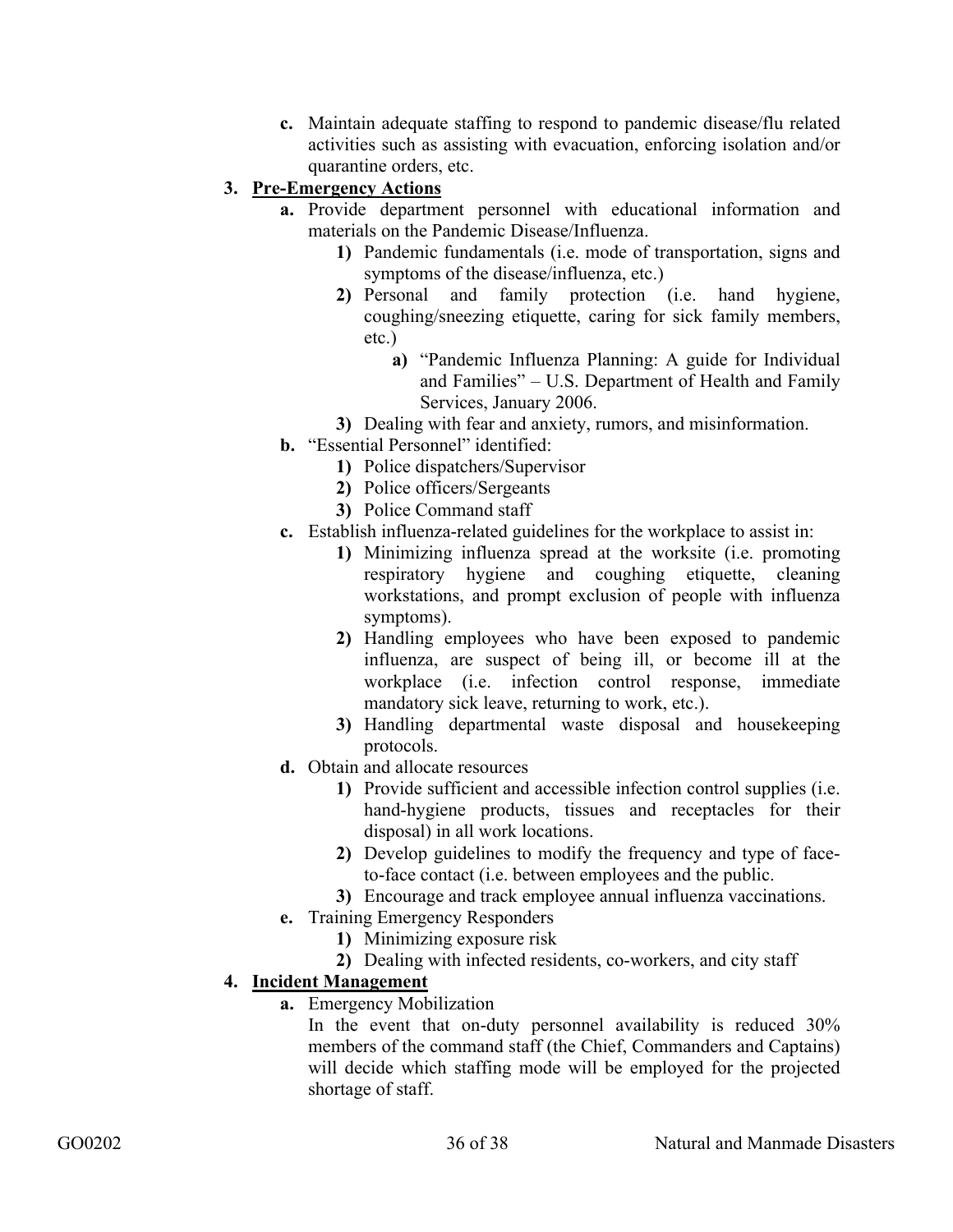c. Maintain adequate staffing to respond to pandemic disease/flu related activities such as assisting with evacuation, enforcing isolation and/or quarantine orders, etc.

3. <u>**Pre-Emergency Actions**</u>
   - **a.** Provide department personnel with educational information and materials on the Pandemic Disease/Influenza.
     - **1)** Pandemic fundamentals (i.e. mode of transportation, signs and symptoms of the disease/influenza, etc.)
     - **2)** Personal and family protection (i.e. hand hygiene, coughing/sneezing etiquette, caring for sick family members, etc.)
       - **a)** "Pandemic Influenza Planning: A guide for Individual and Families" – U.S. Department of Health and Family Services, January 2006.
     - **3)** Dealing with fear and anxiety, rumors, and misinformation.
   - **b.** "Essential Personnel" identified:
     - **1)** Police dispatchers/Supervisor
     - **2)** Police officers/Sergeants
     - **3)** Police Command staff
   - **c.** Establish influenza-related guidelines for the workplace to assist in:
     - **1)** Minimizing influenza spread at the worksite (i.e. promoting respiratory hygiene and coughing etiquette, cleaning workstations, and prompt exclusion of people with influenza symptoms).
     - **2)** Handling employees who have been exposed to pandemic influenza, are suspect of being ill, or become ill at the workplace (i.e. infection control response, immediate mandatory sick leave, returning to work, etc.).
     - **3)** Handling departmental waste disposal and housekeeping protocols.
   - **d.** Obtain and allocate resources
     - **1)** Provide sufficient and accessible infection control supplies (i.e. hand-hygiene products, tissues and receptacles for their disposal) in all work locations.
     - **2)** Develop guidelines to modify the frequency and type of face-to-face contact (i.e. between employees and the public.
     - **3)** Encourage and track employee annual influenza vaccinations.
   - **e.** Training Emergency Responders
     - **1)** Minimizing exposure risk
     - **2)** Dealing with infected residents, co-workers, and city staff

4. <u>**Incident Management**</u>
   - **a.** Emergency Mobilization

     In the event that on-duty personnel availability is reduced 30% members of the command staff (the Chief, Commanders and Captains) will decide which staffing mode will be employed for the projected shortage of staff.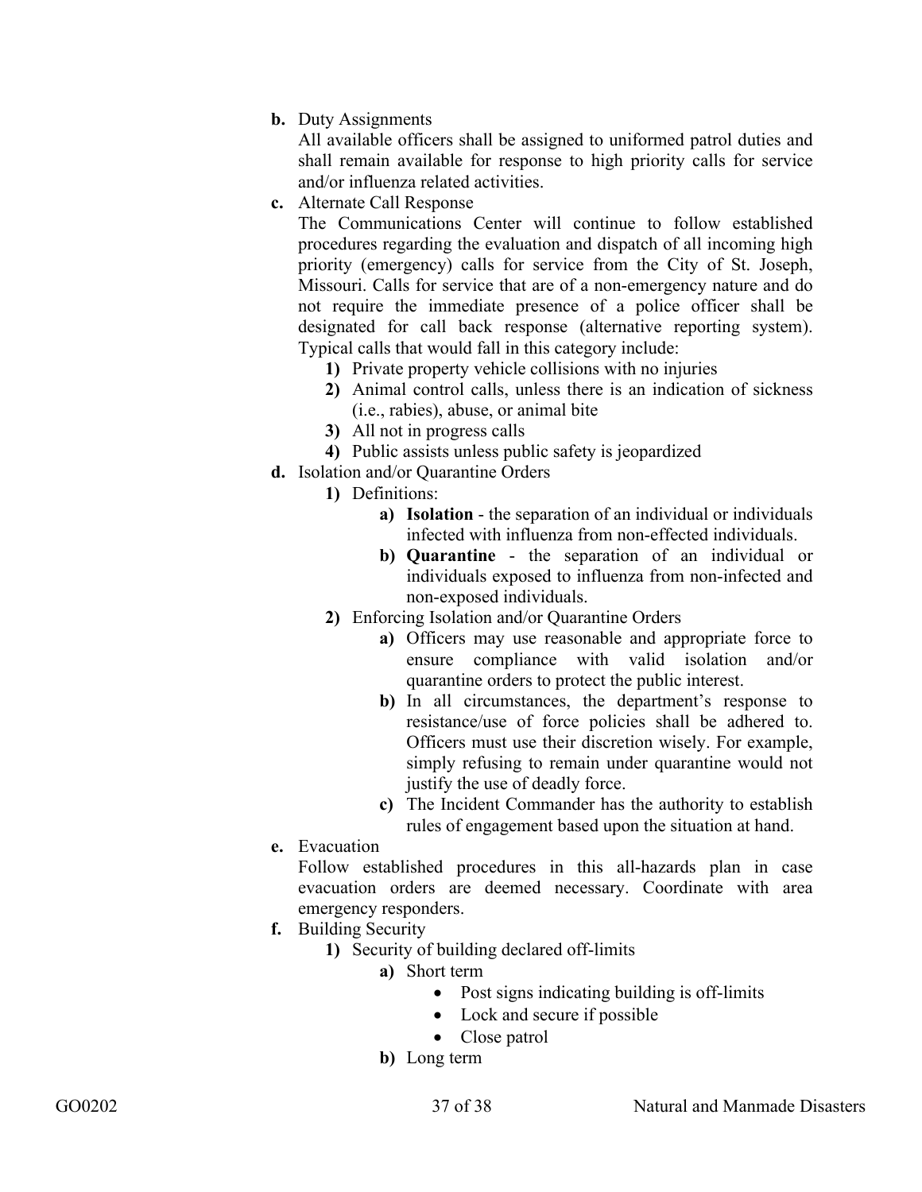**b.** Duty Assignments

All available officers shall be assigned to uniformed patrol duties and shall remain available for response to high priority calls for service and/or influenza related activities.

**c.** Alternate Call Response

The Communications Center will continue to follow established procedures regarding the evaluation and dispatch of all incoming high priority (emergency) calls for service from the City of St. Joseph, Missouri. Calls for service that are of a non-emergency nature and do not require the immediate presence of a police officer shall be designated for call back response (alternative reporting system). Typical calls that would fall in this category include:

- **1)** Private property vehicle collisions with no injuries
- **2)** Animal control calls, unless there is an indication of sickness (i.e., rabies), abuse, or animal bite
- **3)** All not in progress calls
- **4)** Public assists unless public safety is jeopardized

**d.** Isolation and/or Quarantine Orders

- **1)** Definitions:
  - **a) Isolation** - the separation of an individual or individuals infected with influenza from non-effected individuals.
  - **b) Quarantine** - the separation of an individual or individuals exposed to influenza from non-infected and non-exposed individuals.
- **2)** Enforcing Isolation and/or Quarantine Orders
  - **a)** Officers may use reasonable and appropriate force to ensure compliance with valid isolation and/or quarantine orders to protect the public interest.
  - **b)** In all circumstances, the department's response to resistance/use of force policies shall be adhered to. Officers must use their discretion wisely. For example, simply refusing to remain under quarantine would not justify the use of deadly force.
  - **c)** The Incident Commander has the authority to establish rules of engagement based upon the situation at hand.

**e.** Evacuation

Follow established procedures in this all-hazards plan in case evacuation orders are deemed necessary. Coordinate with area emergency responders.

**f.** Building Security

- **1)** Security of building declared off-limits
  - **a)** Short term
    - Post signs indicating building is off-limits
    - Lock and secure if possible
    - Close patrol
  - **b)** Long term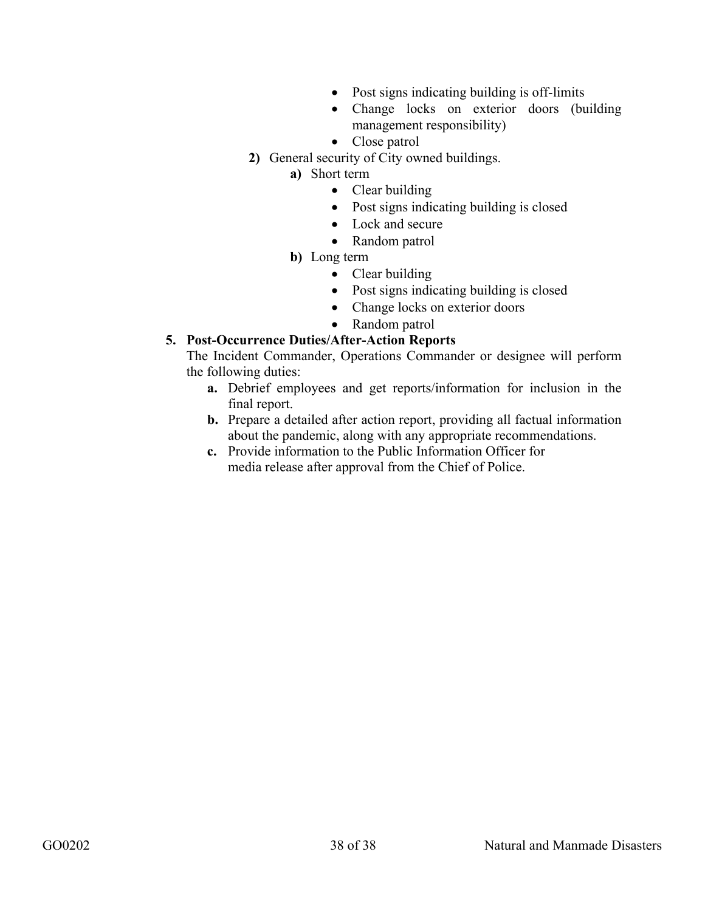- Post signs indicating building is off-limits
- Change locks on exterior doors (building management responsibility)
- Close patrol

**2)** General security of City owned buildings.

**a)** Short term

- Clear building
- Post signs indicating building is closed
- Lock and secure
- Random patrol

**b)** Long term

- Clear building
- Post signs indicating building is closed
- Change locks on exterior doors
- Random patrol

**5. Post-Occurrence Duties/After-Action Reports**

The Incident Commander, Operations Commander or designee will perform the following duties:

**a.** Debrief employees and get reports/information for inclusion in the final report.

**b.** Prepare a detailed after action report, providing all factual information about the pandemic, along with any appropriate recommendations.

**c.** Provide information to the Public Information Officer for media release after approval from the Chief of Police.